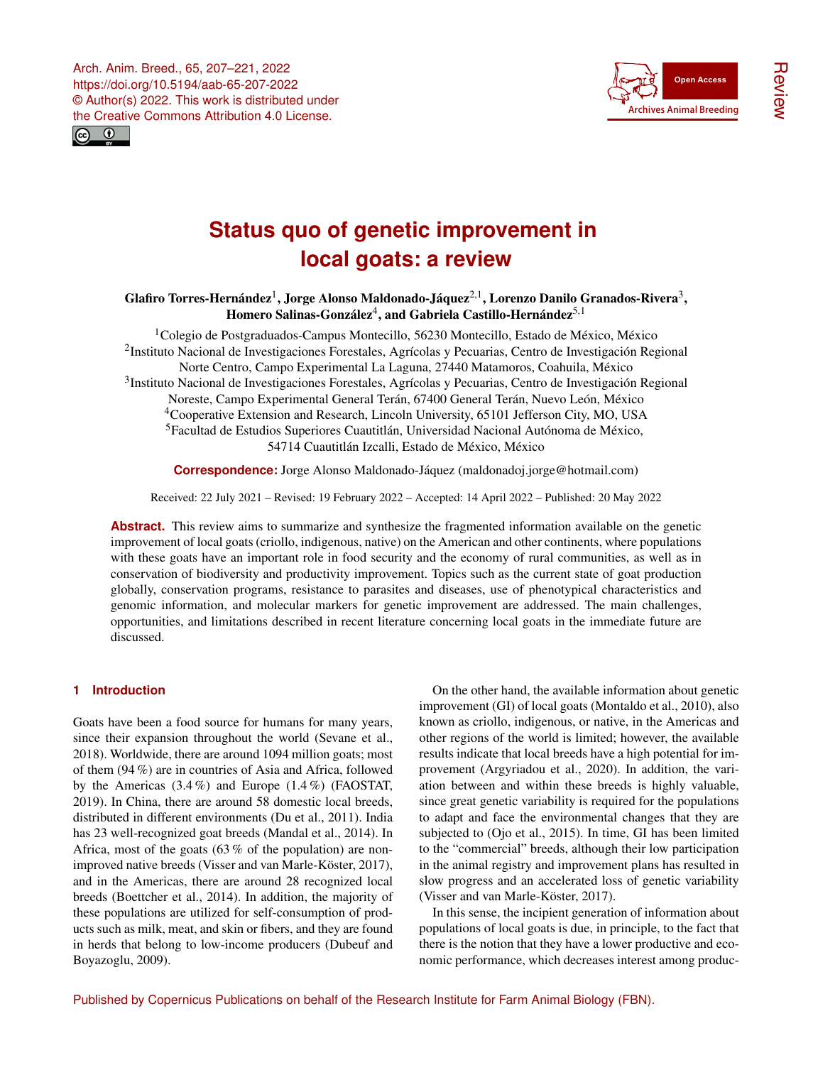# Status quo of genetic improvement in local goats: a review

**Glafiro Torres-Hernández[1], Jorge Alonso Maldonado-Jáquez[2,1], Lorenzo Danilo Granados-Rivera[3], Homero Salinas-González[4], and Gabriela Castillo-Hernández[5,1]**

[1]Colegio de Postgraduados-Campus Montecillo, 56230 Montecillo, Estado de México, México
[2]Instituto Nacional de Investigaciones Forestales, Agrícolas y Pecuarias, Centro de Investigación Regional Norte Centro, Campo Experimental La Laguna, 27440 Matamoros, Coahuila, México
[3]Instituto Nacional de Investigaciones Forestales, Agrícolas y Pecuarias, Centro de Investigación Regional Noreste, Campo Experimental General Terán, 67400 General Terán, Nuevo León, México
[4]Cooperative Extension and Research, Lincoln University, 65101 Jefferson City, MO, USA
[5]Facultad de Estudios Superiores Cuautitlán, Universidad Nacional Autónoma de México, 54714 Cuautitlán Izcalli, Estado de México, México

**Correspondence:** Jorge Alonso Maldonado-Jáquez (maldonadoj.jorge@hotmail.com)

Received: 22 July 2021 – Revised: 19 February 2022 – Accepted: 14 April 2022 – Published: 20 May 2022

**Abstract.** This review aims to summarize and synthesize the fragmented information available on the genetic improvement of local goats (criollo, indigenous, native) on the American and other continents, where populations with these goats have an important role in food security and the economy of rural communities, as well as in conservation of biodiversity and productivity improvement. Topics such as the current state of goat production globally, conservation programs, resistance to parasites and diseases, use of phenotypical characteristics and genomic information, and molecular markers for genetic improvement are addressed. The main challenges, opportunities, and limitations described in recent literature concerning local goats in the immediate future are discussed.

## 1 Introduction

Goats have been a food source for humans for many years, since their expansion throughout the world (Sevane et al., 2018). Worldwide, there are around 1094 million goats; most of them (94 %) are in countries of Asia and Africa, followed by the Americas (3.4 %) and Europe (1.4 %) (FAOSTAT, 2019). In China, there are around 58 domestic local breeds, distributed in different environments (Du et al., 2011). India has 23 well-recognized goat breeds (Mandal et al., 2014). In Africa, most of the goats (63 % of the population) are non-improved native breeds (Visser and van Marle-Köster, 2017), and in the Americas, there are around 28 recognized local breeds (Boettcher et al., 2014). In addition, the majority of these populations are utilized for self-consumption of products such as milk, meat, and skin or fibers, and they are found in herds that belong to low-income producers (Dubeuf and Boyazoglu, 2009).

On the other hand, the available information about genetic improvement (GI) of local goats (Montaldo et al., 2010), also known as criollo, indigenous, or native, in the Americas and other regions of the world is limited; however, the available results indicate that local breeds have a high potential for improvement (Argyriadou et al., 2020). In addition, the variation between and within these breeds is highly valuable, since great genetic variability is required for the populations to adapt and face the environmental changes that they are subjected to (Ojo et al., 2015). In time, GI has been limited to the "commercial" breeds, although their low participation in the animal registry and improvement plans has resulted in slow progress and an accelerated loss of genetic variability (Visser and van Marle-Köster, 2017).

In this sense, the incipient generation of information about populations of local goats is due, in principle, to the fact that there is the notion that they have a lower productive and economic performance, which decreases interest among produc-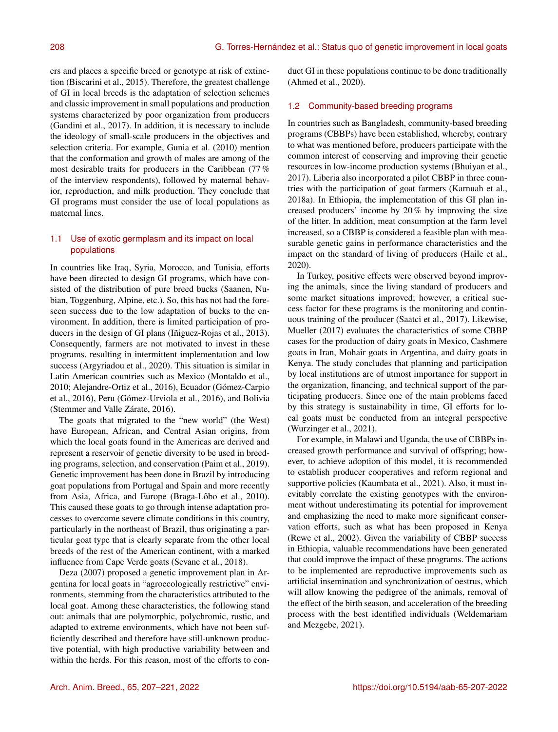ers and places a specific breed or genotype at risk of extinction (Biscarini et al., 2015). Therefore, the greatest challenge of GI in local breeds is the adaptation of selection schemes and classic improvement in small populations and production systems characterized by poor organization from producers (Gandini et al., 2017). In addition, it is necessary to include the ideology of small-scale producers in the objectives and selection criteria. For example, Gunia et al. (2010) mention that the conformation and growth of males are among of the most desirable traits for producers in the Caribbean (77 % of the interview respondents), followed by maternal behavior, reproduction, and milk production. They conclude that GI programs must consider the use of local populations as maternal lines.

### 1.1 Use of exotic germplasm and its impact on local populations

In countries like Iraq, Syria, Morocco, and Tunisia, efforts have been directed to design GI programs, which have consisted of the distribution of pure breed bucks (Saanen, Nubian, Toggenburg, Alpine, etc.). So, this has not had the foreseen success due to the low adaptation of bucks to the environment. In addition, there is limited participation of producers in the design of GI plans (Iñiguez-Rojas et al., 2013). Consequently, farmers are not motivated to invest in these programs, resulting in intermittent implementation and low success (Argyriadou et al., 2020). This situation is similar in Latin American countries such as Mexico (Montaldo et al., 2010; Alejandre-Ortiz et al., 2016), Ecuador (Gómez-Carpio et al., 2016), Peru (Gómez-Urviola et al., 2016), and Bolivia (Stemmer and Valle Zárate, 2016).

The goats that migrated to the "new world" (the West) have European, African, and Central Asian origins, from which the local goats found in the Americas are derived and represent a reservoir of genetic diversity to be used in breeding programs, selection, and conservation (Paim et al., 2019). Genetic improvement has been done in Brazil by introducing goat populations from Portugal and Spain and more recently from Asia, Africa, and Europe (Braga-Lôbo et al., 2010). This caused these goats to go through intense adaptation processes to overcome severe climate conditions in this country, particularly in the northeast of Brazil, thus originating a particular goat type that is clearly separate from the other local breeds of the rest of the American continent, with a marked influence from Cape Verde goats (Sevane et al., 2018).

Deza (2007) proposed a genetic improvement plan in Argentina for local goats in "agroecologically restrictive" environments, stemming from the characteristics attributed to the local goat. Among these characteristics, the following stand out: animals that are polymorphic, polychromic, rustic, and adapted to extreme environments, which have not been sufficiently described and therefore have still-unknown productive potential, with high productive variability between and within the herds. For this reason, most of the efforts to conduct GI in these populations continue to be done traditionally (Ahmed et al., 2020).

### 1.2 Community-based breeding programs

In countries such as Bangladesh, community-based breeding programs (CBBPs) have been established, whereby, contrary to what was mentioned before, producers participate with the common interest of conserving and improving their genetic resources in low-income production systems (Bhuiyan et al., 2017). Liberia also incorporated a pilot CBBP in three countries with the participation of goat farmers (Karnuah et al., 2018a). In Ethiopia, the implementation of this GI plan increased producers' income by 20 % by improving the size of the litter. In addition, meat consumption at the farm level increased, so a CBBP is considered a feasible plan with measurable genetic gains in performance characteristics and the impact on the standard of living of producers (Haile et al., 2020).

In Turkey, positive effects were observed beyond improving the animals, since the living standard of producers and some market situations improved; however, a critical success factor for these programs is the monitoring and continuous training of the producer (Saatci et al., 2017). Likewise, Mueller (2017) evaluates the characteristics of some CBBP cases for the production of dairy goats in Mexico, Cashmere goats in Iran, Mohair goats in Argentina, and dairy goats in Kenya. The study concludes that planning and participation by local institutions are of utmost importance for support in the organization, financing, and technical support of the participating producers. Since one of the main problems faced by this strategy is sustainability in time, GI efforts for local goats must be conducted from an integral perspective (Wurzinger et al., 2021).

For example, in Malawi and Uganda, the use of CBBPs increased growth performance and survival of offspring; however, to achieve adoption of this model, it is recommended to establish producer cooperatives and reform regional and supportive policies (Kaumbata et al., 2021). Also, it must inevitably correlate the existing genotypes with the environment without underestimating its potential for improvement and emphasizing the need to make more significant conservation efforts, such as what has been proposed in Kenya (Rewe et al., 2002). Given the variability of CBBP success in Ethiopia, valuable recommendations have been generated that could improve the impact of these programs. The actions to be implemented are reproductive improvements such as artificial insemination and synchronization of oestrus, which will allow knowing the pedigree of the animals, removal of the effect of the birth season, and acceleration of the breeding process with the best identified individuals (Weldemariam and Mezgebe, 2021).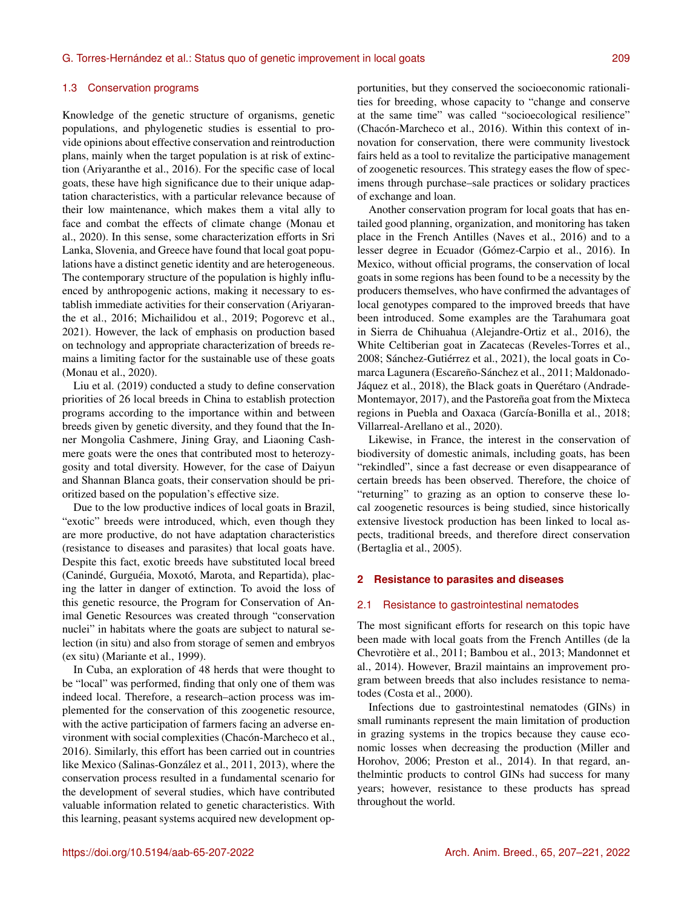### 1.3 Conservation programs

Knowledge of the genetic structure of organisms, genetic populations, and phylogenetic studies is essential to provide opinions about effective conservation and reintroduction plans, mainly when the target population is at risk of extinction (Ariyaranthe et al., 2016). For the specific case of local goats, these have high significance due to their unique adaptation characteristics, with a particular relevance because of their low maintenance, which makes them a vital ally to face and combat the effects of climate change (Monau et al., 2020). In this sense, some characterization efforts in Sri Lanka, Slovenia, and Greece have found that local goat populations have a distinct genetic identity and are heterogeneous. The contemporary structure of the population is highly influenced by anthropogenic actions, making it necessary to establish immediate activities for their conservation (Ariyaranthe et al., 2016; Michailidou et al., 2019; Pogorevc et al., 2021). However, the lack of emphasis on production based on technology and appropriate characterization of breeds remains a limiting factor for the sustainable use of these goats (Monau et al., 2020).

Liu et al. (2019) conducted a study to define conservation priorities of 26 local breeds in China to establish protection programs according to the importance within and between breeds given by genetic diversity, and they found that the Inner Mongolia Cashmere, Jining Gray, and Liaoning Cashmere goats were the ones that contributed most to heterozygosity and total diversity. However, for the case of Daiyun and Shannan Blanca goats, their conservation should be prioritized based on the population's effective size.

Due to the low productive indices of local goats in Brazil, "exotic" breeds were introduced, which, even though they are more productive, do not have adaptation characteristics (resistance to diseases and parasites) that local goats have. Despite this fact, exotic breeds have substituted local breed (Canindé, Gurguéia, Moxotó, Marota, and Repartida), placing the latter in danger of extinction. To avoid the loss of this genetic resource, the Program for Conservation of Animal Genetic Resources was created through "conservation nuclei" in habitats where the goats are subject to natural selection (in situ) and also from storage of semen and embryos (ex situ) (Mariante et al., 1999).

In Cuba, an exploration of 48 herds that were thought to be "local" was performed, finding that only one of them was indeed local. Therefore, a research–action process was implemented for the conservation of this zoogenetic resource, with the active participation of farmers facing an adverse environment with social complexities (Chacón-Marcheco et al., 2016). Similarly, this effort has been carried out in countries like Mexico (Salinas-González et al., 2011, 2013), where the conservation process resulted in a fundamental scenario for the development of several studies, which have contributed valuable information related to genetic characteristics. With this learning, peasant systems acquired new development opportunities, but they conserved the socioeconomic rationalities for breeding, whose capacity to "change and conserve at the same time" was called "socioecological resilience" (Chacón-Marcheco et al., 2016). Within this context of innovation for conservation, there were community livestock fairs held as a tool to revitalize the participative management of zoogenetic resources. This strategy eases the flow of specimens through purchase–sale practices or solidary practices of exchange and loan.

Another conservation program for local goats that has entailed good planning, organization, and monitoring has taken place in the French Antilles (Naves et al., 2016) and to a lesser degree in Ecuador (Gómez-Carpio et al., 2016). In Mexico, without official programs, the conservation of local goats in some regions has been found to be a necessity by the producers themselves, who have confirmed the advantages of local genotypes compared to the improved breeds that have been introduced. Some examples are the Tarahumara goat in Sierra de Chihuahua (Alejandre-Ortiz et al., 2016), the White Celtiberian goat in Zacatecas (Reveles-Torres et al., 2008; Sánchez-Gutiérrez et al., 2021), the local goats in Comarca Lagunera (Escareño-Sánchez et al., 2011; Maldonado-Jáquez et al., 2018), the Black goats in Querétaro (Andrade-Montemayor, 2017), and the Pastoreña goat from the Mixteca regions in Puebla and Oaxaca (García-Bonilla et al., 2018; Villarreal-Arellano et al., 2020).

Likewise, in France, the interest in the conservation of biodiversity of domestic animals, including goats, has been "rekindled", since a fast decrease or even disappearance of certain breeds has been observed. Therefore, the choice of "returning" to grazing as an option to conserve these local zoogenetic resources is being studied, since historically extensive livestock production has been linked to local aspects, traditional breeds, and therefore direct conservation (Bertaglia et al., 2005).

## 2 Resistance to parasites and diseases

### 2.1 Resistance to gastrointestinal nematodes

The most significant efforts for research on this topic have been made with local goats from the French Antilles (de la Chevrotière et al., 2011; Bambou et al., 2013; Mandonnet et al., 2014). However, Brazil maintains an improvement program between breeds that also includes resistance to nematodes (Costa et al., 2000).

Infections due to gastrointestinal nematodes (GINs) in small ruminants represent the main limitation of production in grazing systems in the tropics because they cause economic losses when decreasing the production (Miller and Horohov, 2006; Preston et al., 2014). In that regard, anthelmintic products to control GINs had success for many years; however, resistance to these products has spread throughout the world.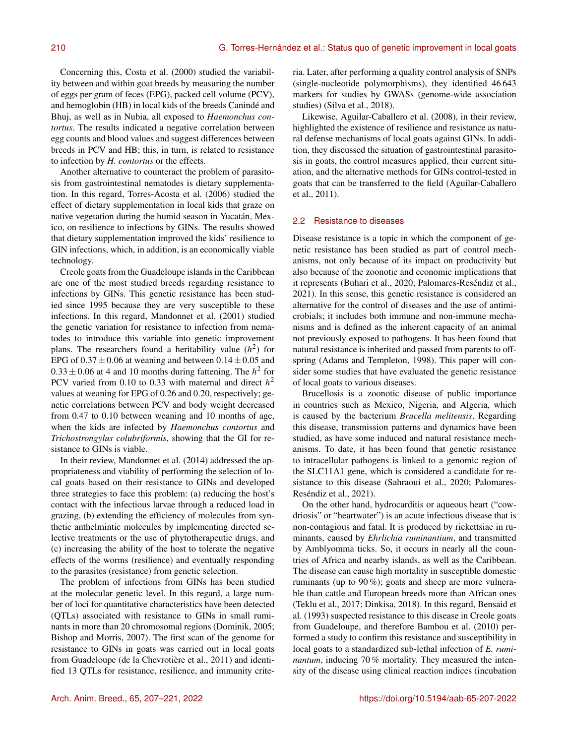Concerning this, Costa et al. (2000) studied the variability between and within goat breeds by measuring the number of eggs per gram of feces (EPG), packed cell volume (PCV), and hemoglobin (HB) in local kids of the breeds Canindé and Bhuj, as well as in Nubia, all exposed to *Haemonchus contortus*. The results indicated a negative correlation between egg counts and blood values and suggest differences between breeds in PCV and HB; this, in turn, is related to resistance to infection by *H. contortus* or the effects.

Another alternative to counteract the problem of parasitosis from gastrointestinal nematodes is dietary supplementation. In this regard, Torres-Acosta et al. (2006) studied the effect of dietary supplementation in local kids that graze on native vegetation during the humid season in Yucatán, Mexico, on resilience to infections by GINs. The results showed that dietary supplementation improved the kids' resilience to GIN infections, which, in addition, is an economically viable technology.

Creole goats from the Guadeloupe islands in the Caribbean are one of the most studied breeds regarding resistance to infections by GINs. This genetic resistance has been studied since 1995 because they are very susceptible to these infections. In this regard, Mandonnet et al. (2001) studied the genetic variation for resistance to infection from nematodes to introduce this variable into genetic improvement plans. The researchers found a heritability value ($h^2$) for EPG of $0.37 \pm 0.06$ at weaning and between $0.14 \pm 0.05$ and $0.33 \pm 0.06$ at 4 and 10 months during fattening. The $h^2$ for PCV varied from 0.10 to 0.33 with maternal and direct $h^2$ values at weaning for EPG of 0.26 and 0.20, respectively; genetic correlations between PCV and body weight decreased from 0.47 to 0.10 between weaning and 10 months of age, when the kids are infected by *Haemonchus contortus* and *Trichostrongylus colubriformis*, showing that the GI for resistance to GINs is viable.

In their review, Mandonnet et al. (2014) addressed the appropriateness and viability of performing the selection of local goats based on their resistance to GINs and developed three strategies to face this problem: (a) reducing the host's contact with the infectious larvae through a reduced load in grazing, (b) extending the efficiency of molecules from synthetic anthelmintic molecules by implementing directed selective treatments or the use of phytotherapeutic drugs, and (c) increasing the ability of the host to tolerate the negative effects of the worms (resilience) and eventually responding to the parasites (resistance) from genetic selection.

The problem of infections from GINs has been studied at the molecular genetic level. In this regard, a large number of loci for quantitative characteristics have been detected (QTLs) associated with resistance to GINs in small ruminants in more than 20 chromosomal regions (Dominik, 2005; Bishop and Morris, 2007). The first scan of the genome for resistance to GINs in goats was carried out in local goats from Guadeloupe (de la Chevrotière et al., 2011) and identified 13 QTLs for resistance, resilience, and immunity criteria. Later, after performing a quality control analysis of SNPs (single-nucleotide polymorphisms), they identified 46 643 markers for studies by GWASs (genome-wide association studies) (Silva et al., 2018).

Likewise, Aguilar-Caballero et al. (2008), in their review, highlighted the existence of resilience and resistance as natural defense mechanisms of local goats against GINs. In addition, they discussed the situation of gastrointestinal parasitosis in goats, the control measures applied, their current situation, and the alternative methods for GINs control-tested in goats that can be transferred to the field (Aguilar-Caballero et al., 2011).

## 2.2 Resistance to diseases

Disease resistance is a topic in which the component of genetic resistance has been studied as part of control mechanisms, not only because of its impact on productivity but also because of the zoonotic and economic implications that it represents (Buhari et al., 2020; Palomares-Reséndiz et al., 2021). In this sense, this genetic resistance is considered an alternative for the control of diseases and the use of antimicrobials; it includes both immune and non-immune mechanisms and is defined as the inherent capacity of an animal not previously exposed to pathogens. It has been found that natural resistance is inherited and passed from parents to offspring (Adams and Templeton, 1998). This paper will consider some studies that have evaluated the genetic resistance of local goats to various diseases.

Brucellosis is a zoonotic disease of public importance in countries such as Mexico, Nigeria, and Algeria, which is caused by the bacterium *Brucella melitensis*. Regarding this disease, transmission patterns and dynamics have been studied, as have some induced and natural resistance mechanisms. To date, it has been found that genetic resistance to intracellular pathogens is linked to a genomic region of the SLC11A1 gene, which is considered a candidate for resistance to this disease (Sahraoui et al., 2020; Palomares-Reséndiz et al., 2021).

On the other hand, hydrocarditis or aqueous heart ("cowdriosis" or "heartwater") is an acute infectious disease that is non-contagious and fatal. It is produced by rickettsiae in ruminants, caused by *Ehrlichia ruminantium*, and transmitted by Amblyomma ticks. So, it occurs in nearly all the countries of Africa and nearby islands, as well as the Caribbean. The disease can cause high mortality in susceptible domestic ruminants (up to 90 %); goats and sheep are more vulnerable than cattle and European breeds more than African ones (Teklu et al., 2017; Dinkisa, 2018). In this regard, Bensaid et al. (1993) suspected resistance to this disease in Creole goats from Guadeloupe, and therefore Bambou et al. (2010) performed a study to confirm this resistance and susceptibility in local goats to a standardized sub-lethal infection of *E. ruminantum*, inducing 70 % mortality. They measured the intensity of the disease using clinical reaction indices (incubation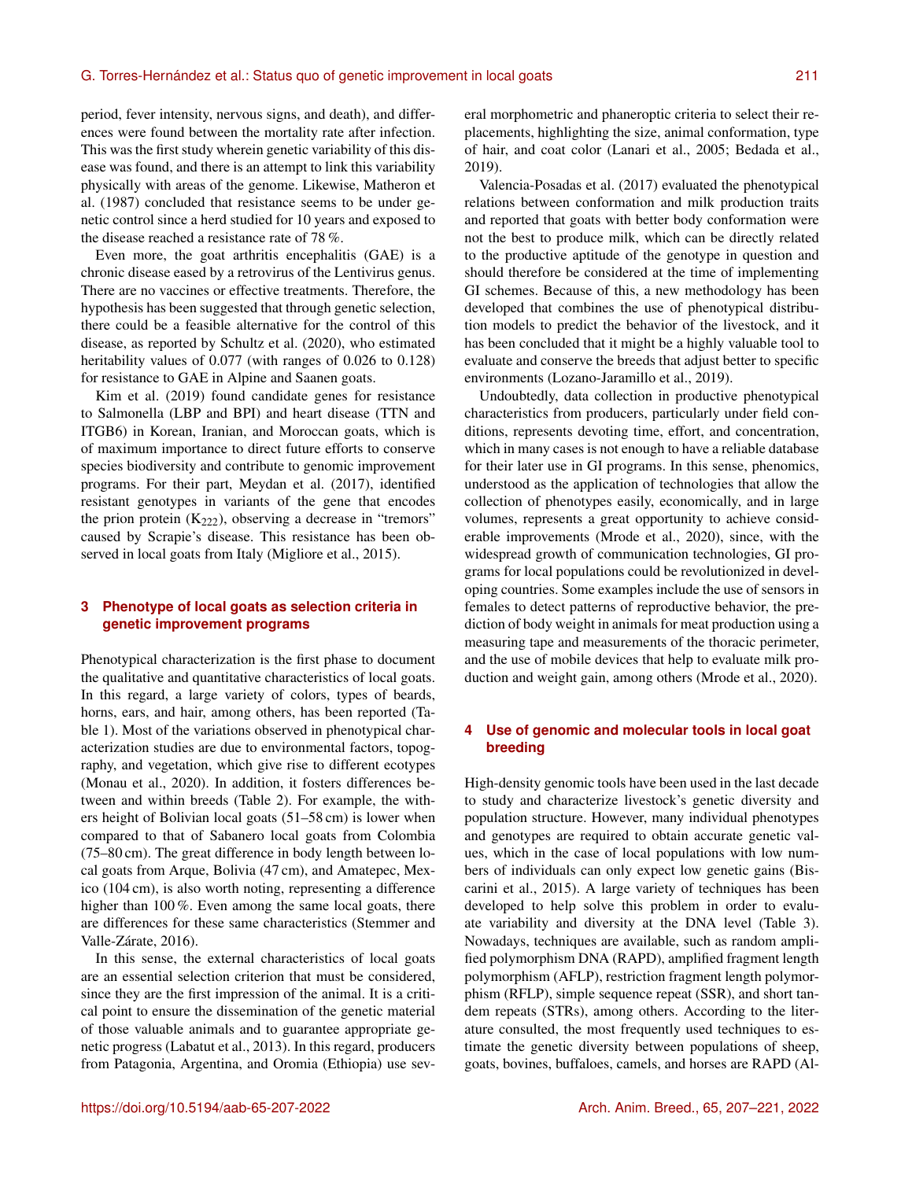period, fever intensity, nervous signs, and death), and differences were found between the mortality rate after infection. This was the first study wherein genetic variability of this disease was found, and there is an attempt to link this variability physically with areas of the genome. Likewise, Matheron et al. (1987) concluded that resistance seems to be under genetic control since a herd studied for 10 years and exposed to the disease reached a resistance rate of 78 %.

Even more, the goat arthritis encephalitis (GAE) is a chronic disease eased by a retrovirus of the Lentivirus genus. There are no vaccines or effective treatments. Therefore, the hypothesis has been suggested that through genetic selection, there could be a feasible alternative for the control of this disease, as reported by Schultz et al. (2020), who estimated heritability values of 0.077 (with ranges of 0.026 to 0.128) for resistance to GAE in Alpine and Saanen goats.

Kim et al. (2019) found candidate genes for resistance to Salmonella (LBP and BPI) and heart disease (TTN and ITGB6) in Korean, Iranian, and Moroccan goats, which is of maximum importance to direct future efforts to conserve species biodiversity and contribute to genomic improvement programs. For their part, Meydan et al. (2017), identified resistant genotypes in variants of the gene that encodes the prion protein ($K_{222}$), observing a decrease in "tremors" caused by Scrapie's disease. This resistance has been observed in local goats from Italy (Migliore et al., 2015).

## 3 Phenotype of local goats as selection criteria in genetic improvement programs

Phenotypical characterization is the first phase to document the qualitative and quantitative characteristics of local goats. In this regard, a large variety of colors, types of beards, horns, ears, and hair, among others, has been reported (Table 1). Most of the variations observed in phenotypical characterization studies are due to environmental factors, topography, and vegetation, which give rise to different ecotypes (Monau et al., 2020). In addition, it fosters differences between and within breeds (Table 2). For example, the withers height of Bolivian local goats (51–58 cm) is lower when compared to that of Sabanero local goats from Colombia (75–80 cm). The great difference in body length between local goats from Arque, Bolivia (47 cm), and Amatepec, Mexico (104 cm), is also worth noting, representing a difference higher than 100 %. Even among the same local goats, there are differences for these same characteristics (Stemmer and Valle-Zárate, 2016).

In this sense, the external characteristics of local goats are an essential selection criterion that must be considered, since they are the first impression of the animal. It is a critical point to ensure the dissemination of the genetic material of those valuable animals and to guarantee appropriate genetic progress (Labatut et al., 2013). In this regard, producers from Patagonia, Argentina, and Oromia (Ethiopia) use several morphometric and phaneroptic criteria to select their replacements, highlighting the size, animal conformation, type of hair, and coat color (Lanari et al., 2005; Bedada et al., 2019).

Valencia-Posadas et al. (2017) evaluated the phenotypical relations between conformation and milk production traits and reported that goats with better body conformation were not the best to produce milk, which can be directly related to the productive aptitude of the genotype in question and should therefore be considered at the time of implementing GI schemes. Because of this, a new methodology has been developed that combines the use of phenotypical distribution models to predict the behavior of the livestock, and it has been concluded that it might be a highly valuable tool to evaluate and conserve the breeds that adjust better to specific environments (Lozano-Jaramillo et al., 2019).

Undoubtedly, data collection in productive phenotypical characteristics from producers, particularly under field conditions, represents devoting time, effort, and concentration, which in many cases is not enough to have a reliable database for their later use in GI programs. In this sense, phenomics, understood as the application of technologies that allow the collection of phenotypes easily, economically, and in large volumes, represents a great opportunity to achieve considerable improvements (Mrode et al., 2020), since, with the widespread growth of communication technologies, GI programs for local populations could be revolutionized in developing countries. Some examples include the use of sensors in females to detect patterns of reproductive behavior, the prediction of body weight in animals for meat production using a measuring tape and measurements of the thoracic perimeter, and the use of mobile devices that help to evaluate milk production and weight gain, among others (Mrode et al., 2020).

## 4 Use of genomic and molecular tools in local goat breeding

High-density genomic tools have been used in the last decade to study and characterize livestock's genetic diversity and population structure. However, many individual phenotypes and genotypes are required to obtain accurate genetic values, which in the case of local populations with low numbers of individuals can only expect low genetic gains (Biscarini et al., 2015). A large variety of techniques has been developed to help solve this problem in order to evaluate variability and diversity at the DNA level (Table 3). Nowadays, techniques are available, such as random amplified polymorphism DNA (RAPD), amplified fragment length polymorphism (AFLP), restriction fragment length polymorphism (RFLP), simple sequence repeat (SSR), and short tandem repeats (STRs), among others. According to the literature consulted, the most frequently used techniques to estimate the genetic diversity between populations of sheep, goats, bovines, buffaloes, camels, and horses are RAPD (Al-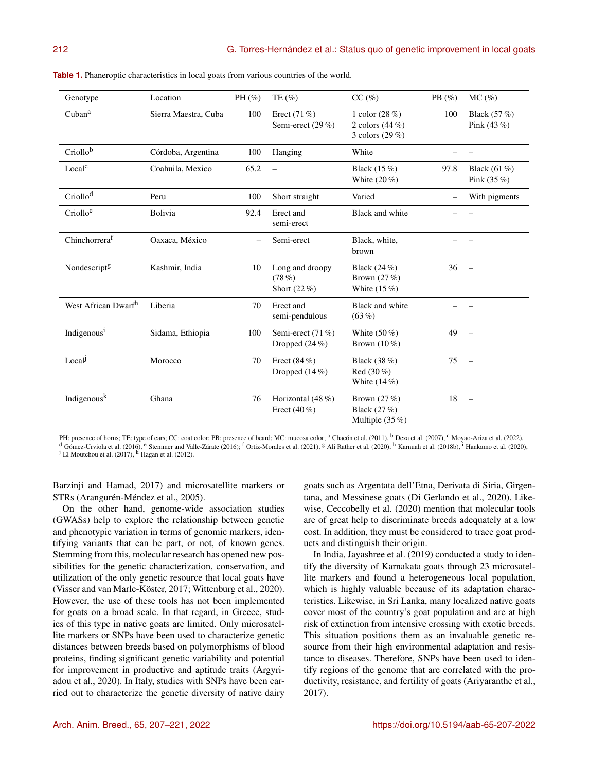**Table 1.** Phaneroptic characteristics in local goats from various countries of the world.

| Genotype | Location | PH (%) | TE (%) | CC (%) | PB (%) | MC (%) |
|---|---|---|---|---|---|---|
| Cuban[a] | Sierra Maestra, Cuba | 100 | Erect (71 %)<br>Semi-erect (29 %) | 1 color (28 %)<br>2 colors (44 %)<br>3 colors (29 %) | 100 | Black (57 %)<br>Pink (43 %) |
| Criollo[b] | Córdoba, Argentina | 100 | Hanging | White | – | – |
| Local[c] | Coahuila, Mexico | 65.2 | – | Black (15 %)<br>White (20 %) | 97.8 | Black (61 %)<br>Pink (35 %) |
| Criollo[d] | Peru | 100 | Short straight | Varied | – | With pigments |
| Criollo[e] | Bolivia | 92.4 | Erect and semi-erect | Black and white | – | – |
| Chinchorrera[f] | Oaxaca, México | – | Semi-erect | Black, white, brown | – | – |
| Nondescript[g] | Kashmir, India | 10 | Long and droopy (78 %)<br>Short (22 %) | Black (24 %)<br>Brown (27 %)<br>White (15 %) | 36 | – |
| West African Dwarf[h] | Liberia | 70 | Erect and semi-pendulous | Black and white (63 %) | – | – |
| Indigenous[i] | Sidama, Ethiopia | 100 | Semi-erect (71 %)<br>Dropped (24 %) | White (50 %)<br>Brown (10 %) | 49 | – |
| Local[j] | Morocco | 70 | Erect (84 %)<br>Dropped (14 %) | Black (38 %)<br>Red (30 %)<br>White (14 %) | 75 | – |
| Indigenous[k] | Ghana | 76 | Horizontal (48 %)<br>Erect (40 %) | Brown (27 %)<br>Black (27 %)<br>Multiple (35 %) | 18 | – |

PH: presence of horns; TE: type of ears; CC: coat color; PB: presence of beard; MC: mucosa color; [a] Chacón et al. (2011), [b] Deza et al. (2007), [c] Moyao-Ariza et al. (2022), [d] Gómez-Urviola et al. (2016), [e] Stemmer and Valle-Zárate (2016); [f] Ortiz-Morales et al. (2021), [g] Ali Rather et al. (2020); [h] Karnuah et al. (2018b), [i] Hankamo et al. (2020), [j] El Moutchou et al. (2017), [k] Hagan et al. (2012).

Barzinji and Hamad, 2017) and microsatellite markers or STRs (Arangurén-Méndez et al., 2005).

On the other hand, genome-wide association studies (GWASs) help to explore the relationship between genetic and phenotypic variation in terms of genomic markers, identifying variants that can be part, or not, of known genes. Stemming from this, molecular research has opened new possibilities for the genetic characterization, conservation, and utilization of the only genetic resource that local goats have (Visser and van Marle-Köster, 2017; Wittenburg et al., 2020). However, the use of these tools has not been implemented for goats on a broad scale. In that regard, in Greece, studies of this type in native goats are limited. Only microsatellite markers or SNPs have been used to characterize genetic distances between breeds based on polymorphisms of blood proteins, finding significant genetic variability and potential for improvement in productive and aptitude traits (Argyriadou et al., 2020). In Italy, studies with SNPs have been carried out to characterize the genetic diversity of native dairy goats such as Argentata dell'Etna, Derivata di Siria, Girgentana, and Messinese goats (Di Gerlando et al., 2020). Likewise, Ceccobelly et al. (2020) mention that molecular tools are of great help to discriminate breeds adequately at a low cost. In addition, they must be considered to trace goat products and distinguish their origin.

In India, Jayashree et al. (2019) conducted a study to identify the diversity of Karnakata goats through 23 microsatellite markers and found a heterogeneous local population, which is highly valuable because of its adaptation characteristics. Likewise, in Sri Lanka, many localized native goats cover most of the country's goat population and are at high risk of extinction from intensive crossing with exotic breeds. This situation positions them as an invaluable genetic resource from their high environmental adaptation and resistance to diseases. Therefore, SNPs have been used to identify regions of the genome that are correlated with the productivity, resistance, and fertility of goats (Ariyaranthe et al., 2017).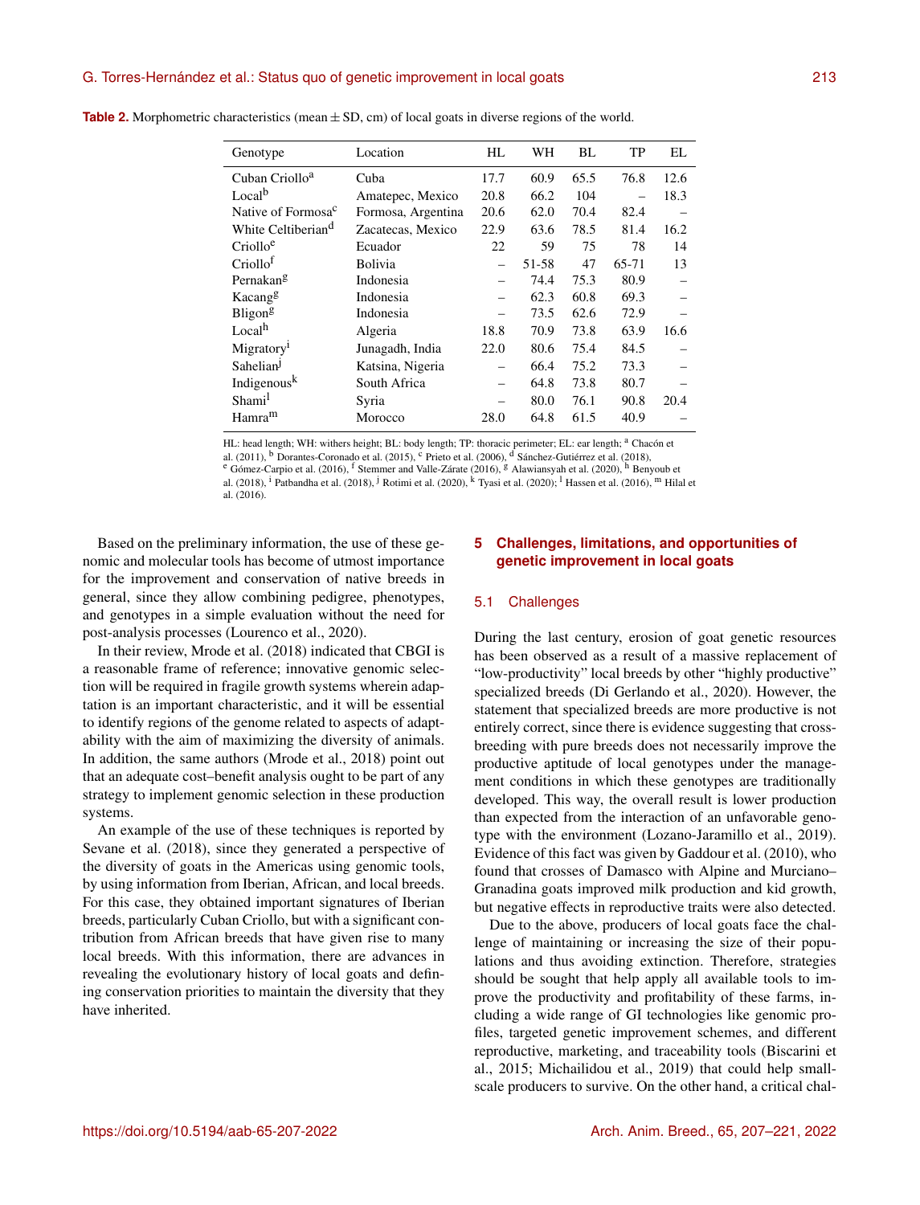**Table 2.** Morphometric characteristics (mean ± SD, cm) of local goats in diverse regions of the world.

| Genotype | Location | HL | WH | BL | TP | EL |
|---|---|---|---|---|---|---|
| Cuban Criollo[a] | Cuba | 17.7 | 60.9 | 65.5 | 76.8 | 12.6 |
| Local[b] | Amatepec, Mexico | 20.8 | 66.2 | 104 | – | 18.3 |
| Native of Formosa[c] | Formosa, Argentina | 20.6 | 62.0 | 70.4 | 82.4 | – |
| White Celtiberian[d] | Zacatecas, Mexico | 22.9 | 63.6 | 78.5 | 81.4 | 16.2 |
| Criollo[e] | Ecuador | 22 | 59 | 75 | 78 | 14 |
| Criollo[f] | Bolivia | – | 51-58 | 47 | 65-71 | 13 |
| Pernakan[g] | Indonesia | – | 74.4 | 75.3 | 80.9 | – |
| Kacang[g] | Indonesia | – | 62.3 | 60.8 | 69.3 | – |
| Bligon[g] | Indonesia | – | 73.5 | 62.6 | 72.9 | – |
| Local[h] | Algeria | 18.8 | 70.9 | 73.8 | 63.9 | 16.6 |
| Migratory[i] | Junagadh, India | 22.0 | 80.6 | 75.4 | 84.5 | – |
| Sahelian[j] | Katsina, Nigeria | – | 66.4 | 75.2 | 73.3 | – |
| Indigenous[k] | South Africa | – | 64.8 | 73.8 | 80.7 | – |
| Shami[l] | Syria | – | 80.0 | 76.1 | 90.8 | 20.4 |
| Hamra[m] | Morocco | 28.0 | 64.8 | 61.5 | 40.9 | – |

HL: head length; WH: withers height; BL: body length; TP: thoracic perimeter; EL: ear length; [a] Chacón et al. (2011), [b] Dorantes-Coronado et al. (2015), [c] Prieto et al. (2006), [d] Sánchez-Gutiérrez et al. (2018), [e] Gómez-Carpio et al. (2016), [f] Stemmer and Valle-Zárate (2016), [g] Alawiansyah et al. (2020), [h] Benyoub et al. (2018), [i] Patbandha et al. (2018), [j] Rotimi et al. (2020), [k] Tyasi et al. (2020); [l] Hassen et al. (2016), [m] Hilal et al. (2016).

Based on the preliminary information, the use of these genomic and molecular tools has become of utmost importance for the improvement and conservation of native breeds in general, since they allow combining pedigree, phenotypes, and genotypes in a simple evaluation without the need for post-analysis processes (Lourenco et al., 2020).

In their review, Mrode et al. (2018) indicated that CBGI is a reasonable frame of reference; innovative genomic selection will be required in fragile growth systems wherein adaptation is an important characteristic, and it will be essential to identify regions of the genome related to aspects of adaptability with the aim of maximizing the diversity of animals. In addition, the same authors (Mrode et al., 2018) point out that an adequate cost–benefit analysis ought to be part of any strategy to implement genomic selection in these production systems.

An example of the use of these techniques is reported by Sevane et al. (2018), since they generated a perspective of the diversity of goats in the Americas using genomic tools, by using information from Iberian, African, and local breeds. For this case, they obtained important signatures of Iberian breeds, particularly Cuban Criollo, but with a significant contribution from African breeds that have given rise to many local breeds. With this information, there are advances in revealing the evolutionary history of local goats and defining conservation priorities to maintain the diversity that they have inherited.

## 5 Challenges, limitations, and opportunities of genetic improvement in local goats

### 5.1 Challenges

During the last century, erosion of goat genetic resources has been observed as a result of a massive replacement of "low-productivity" local breeds by other "highly productive" specialized breeds (Di Gerlando et al., 2020). However, the statement that specialized breeds are more productive is not entirely correct, since there is evidence suggesting that crossbreeding with pure breeds does not necessarily improve the productive aptitude of local genotypes under the management conditions in which these genotypes are traditionally developed. This way, the overall result is lower production than expected from the interaction of an unfavorable genotype with the environment (Lozano-Jaramillo et al., 2019). Evidence of this fact was given by Gaddour et al. (2010), who found that crosses of Damasco with Alpine and Murciano–Granadina goats improved milk production and kid growth, but negative effects in reproductive traits were also detected.

Due to the above, producers of local goats face the challenge of maintaining or increasing the size of their populations and thus avoiding extinction. Therefore, strategies should be sought that help apply all available tools to improve the productivity and profitability of these farms, including a wide range of GI technologies like genomic profiles, targeted genetic improvement schemes, and different reproductive, marketing, and traceability tools (Biscarini et al., 2015; Michailidou et al., 2019) that could help small-scale producers to survive. On the other hand, a critical chal-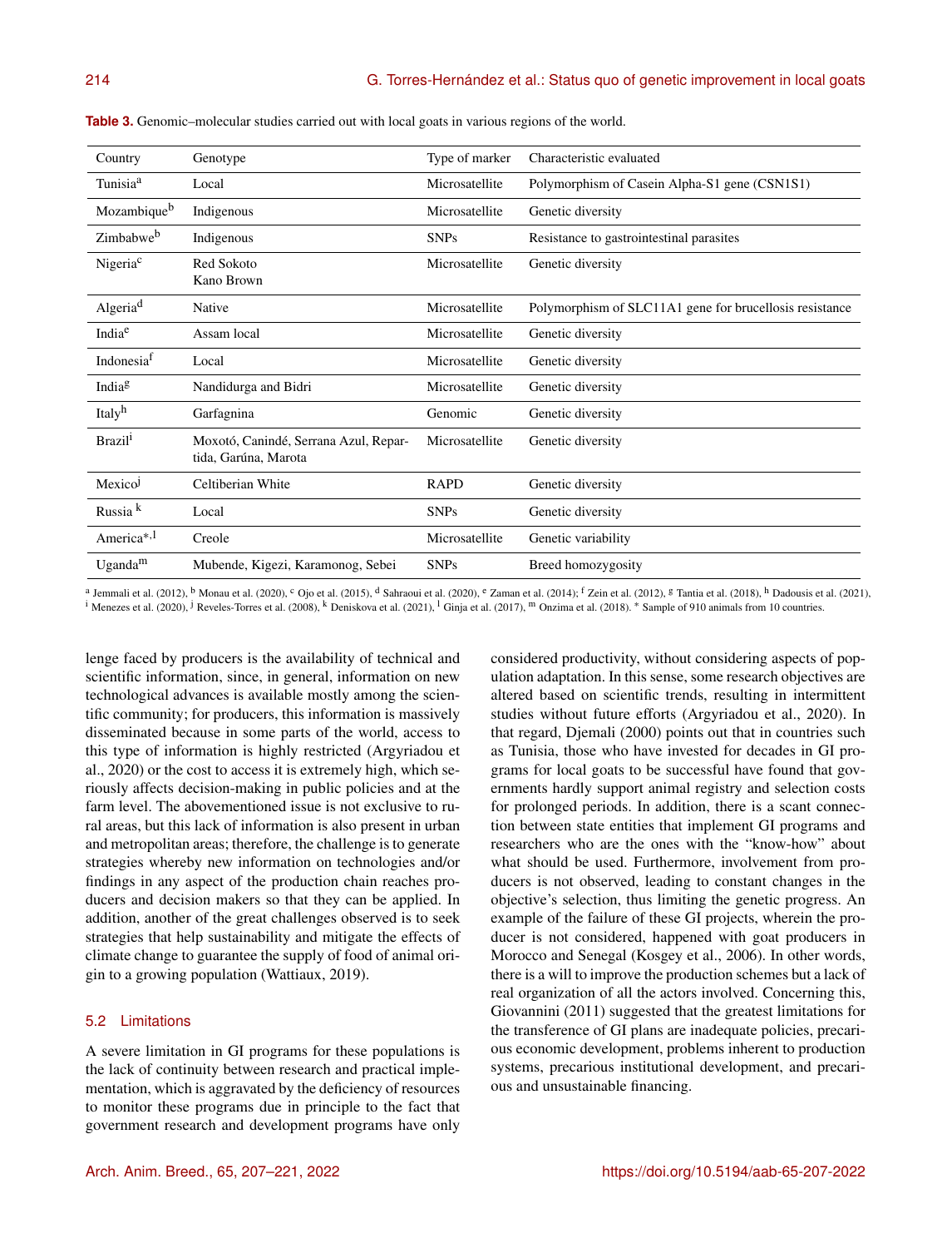**Table 3.** Genomic–molecular studies carried out with local goats in various regions of the world.

| Country | Genotype | Type of marker | Characteristic evaluated |
|---|---|---|---|
| Tunisia[a] | Local | Microsatellite | Polymorphism of Casein Alpha-S1 gene (CSN1S1) |
| Mozambique[b] | Indigenous | Microsatellite | Genetic diversity |
| Zimbabwe[b] | Indigenous | SNPs | Resistance to gastrointestinal parasites |
| Nigeria[c] | Red Sokoto Kano Brown | Microsatellite | Genetic diversity |
| Algeria[d] | Native | Microsatellite | Polymorphism of SLC11A1 gene for brucellosis resistance |
| India[e] | Assam local | Microsatellite | Genetic diversity |
| Indonesia[f] | Local | Microsatellite | Genetic diversity |
| India[g] | Nandidurga and Bidri | Microsatellite | Genetic diversity |
| Italy[h] | Garfagnina | Genomic | Genetic diversity |
| Brazil[i] | Moxotó, Canindé, Serrana Azul, Repartida, Garúna, Marota | Microsatellite | Genetic diversity |
| Mexico[j] | Celtiberian White | RAPD | Genetic diversity |
| Russia [k] | Local | SNPs | Genetic diversity |
| America[*,l] | Creole | Microsatellite | Genetic variability |
| Uganda[m] | Mubende, Kigezi, Karamonog, Sebei | SNPs | Breed homozygosity |

[a] Jemmali et al. (2012), [b] Monau et al. (2020), [c] Ojo et al. (2015), [d] Sahraoui et al. (2020), [e] Zaman et al. (2014); [f] Zein et al. (2012), [g] Tantia et al. (2018), [h] Dadousis et al. (2021), [i] Menezes et al. (2020), [j] Reveles-Torres et al. (2008), [k] Deniskova et al. (2021), [l] Ginja et al. (2017), [m] Onzima et al. (2018). [*] Sample of 910 animals from 10 countries.

lenge faced by producers is the availability of technical and scientific information, since, in general, information on new technological advances is available mostly among the scientific community; for producers, this information is massively disseminated because in some parts of the world, access to this type of information is highly restricted (Argyriadou et al., 2020) or the cost to access it is extremely high, which seriously affects decision-making in public policies and at the farm level. The abovementioned issue is not exclusive to rural areas, but this lack of information is also present in urban and metropolitan areas; therefore, the challenge is to generate strategies whereby new information on technologies and/or findings in any aspect of the production chain reaches producers and decision makers so that they can be applied. In addition, another of the great challenges observed is to seek strategies that help sustainability and mitigate the effects of climate change to guarantee the supply of food of animal origin to a growing population (Wattiaux, 2019).

### 5.2 Limitations

A severe limitation in GI programs for these populations is the lack of continuity between research and practical implementation, which is aggravated by the deficiency of resources to monitor these programs due in principle to the fact that government research and development programs have only considered productivity, without considering aspects of population adaptation. In this sense, some research objectives are altered based on scientific trends, resulting in intermittent studies without future efforts (Argyriadou et al., 2020). In that regard, Djemali (2000) points out that in countries such as Tunisia, those who have invested for decades in GI programs for local goats to be successful have found that governments hardly support animal registry and selection costs for prolonged periods. In addition, there is a scant connection between state entities that implement GI programs and researchers who are the ones with the "know-how" about what should be used. Furthermore, involvement from producers is not observed, leading to constant changes in the objective's selection, thus limiting the genetic progress. An example of the failure of these GI projects, wherein the producer is not considered, happened with goat producers in Morocco and Senegal (Kosgey et al., 2006). In other words, there is a will to improve the production schemes but a lack of real organization of all the actors involved. Concerning this, Giovannini (2011) suggested that the greatest limitations for the transference of GI plans are inadequate policies, precarious economic development, problems inherent to production systems, precarious institutional development, and precarious and unsustainable financing.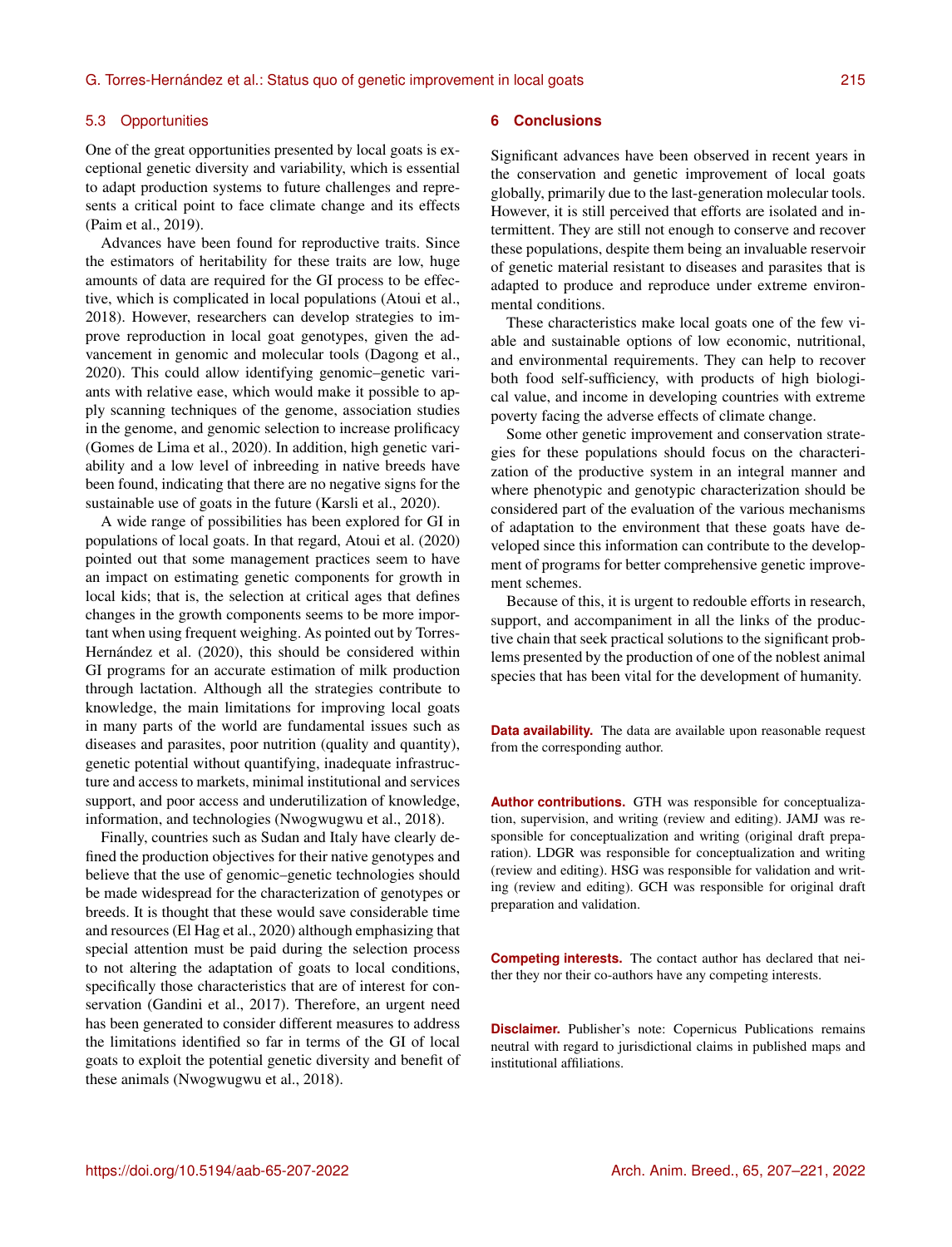### 5.3 Opportunities

One of the great opportunities presented by local goats is exceptional genetic diversity and variability, which is essential to adapt production systems to future challenges and represents a critical point to face climate change and its effects (Paim et al., 2019).

Advances have been found for reproductive traits. Since the estimators of heritability for these traits are low, huge amounts of data are required for the GI process to be effective, which is complicated in local populations (Atoui et al., 2018). However, researchers can develop strategies to improve reproduction in local goat genotypes, given the advancement in genomic and molecular tools (Dagong et al., 2020). This could allow identifying genomic–genetic variants with relative ease, which would make it possible to apply scanning techniques of the genome, association studies in the genome, and genomic selection to increase prolificacy (Gomes de Lima et al., 2020). In addition, high genetic variability and a low level of inbreeding in native breeds have been found, indicating that there are no negative signs for the sustainable use of goats in the future (Karsli et al., 2020).

A wide range of possibilities has been explored for GI in populations of local goats. In that regard, Atoui et al. (2020) pointed out that some management practices seem to have an impact on estimating genetic components for growth in local kids; that is, the selection at critical ages that defines changes in the growth components seems to be more important when using frequent weighing. As pointed out by Torres-Hernández et al. (2020), this should be considered within GI programs for an accurate estimation of milk production through lactation. Although all the strategies contribute to knowledge, the main limitations for improving local goats in many parts of the world are fundamental issues such as diseases and parasites, poor nutrition (quality and quantity), genetic potential without quantifying, inadequate infrastructure and access to markets, minimal institutional and services support, and poor access and underutilization of knowledge, information, and technologies (Nwogwugwu et al., 2018).

Finally, countries such as Sudan and Italy have clearly defined the production objectives for their native genotypes and believe that the use of genomic–genetic technologies should be made widespread for the characterization of genotypes or breeds. It is thought that these would save considerable time and resources (El Hag et al., 2020) although emphasizing that special attention must be paid during the selection process to not altering the adaptation of goats to local conditions, specifically those characteristics that are of interest for conservation (Gandini et al., 2017). Therefore, an urgent need has been generated to consider different measures to address the limitations identified so far in terms of the GI of local goats to exploit the potential genetic diversity and benefit of these animals (Nwogwugwu et al., 2018).

## 6 Conclusions

Significant advances have been observed in recent years in the conservation and genetic improvement of local goats globally, primarily due to the last-generation molecular tools. However, it is still perceived that efforts are isolated and intermittent. They are still not enough to conserve and recover these populations, despite them being an invaluable reservoir of genetic material resistant to diseases and parasites that is adapted to produce and reproduce under extreme environmental conditions.

These characteristics make local goats one of the few viable and sustainable options of low economic, nutritional, and environmental requirements. They can help to recover both food self-sufficiency, with products of high biological value, and income in developing countries with extreme poverty facing the adverse effects of climate change.

Some other genetic improvement and conservation strategies for these populations should focus on the characterization of the productive system in an integral manner and where phenotypic and genotypic characterization should be considered part of the evaluation of the various mechanisms of adaptation to the environment that these goats have developed since this information can contribute to the development of programs for better comprehensive genetic improvement schemes.

Because of this, it is urgent to redouble efforts in research, support, and accompaniment in all the links of the productive chain that seek practical solutions to the significant problems presented by the production of one of the noblest animal species that has been vital for the development of humanity.

**Data availability.** The data are available upon reasonable request from the corresponding author.

**Author contributions.** GTH was responsible for conceptualization, supervision, and writing (review and editing). JAMJ was responsible for conceptualization and writing (original draft preparation). LDGR was responsible for conceptualization and writing (review and editing). HSG was responsible for validation and writing (review and editing). GCH was responsible for original draft preparation and validation.

**Competing interests.** The contact author has declared that neither they nor their co-authors have any competing interests.

**Disclaimer.** Publisher's note: Copernicus Publications remains neutral with regard to jurisdictional claims in published maps and institutional affiliations.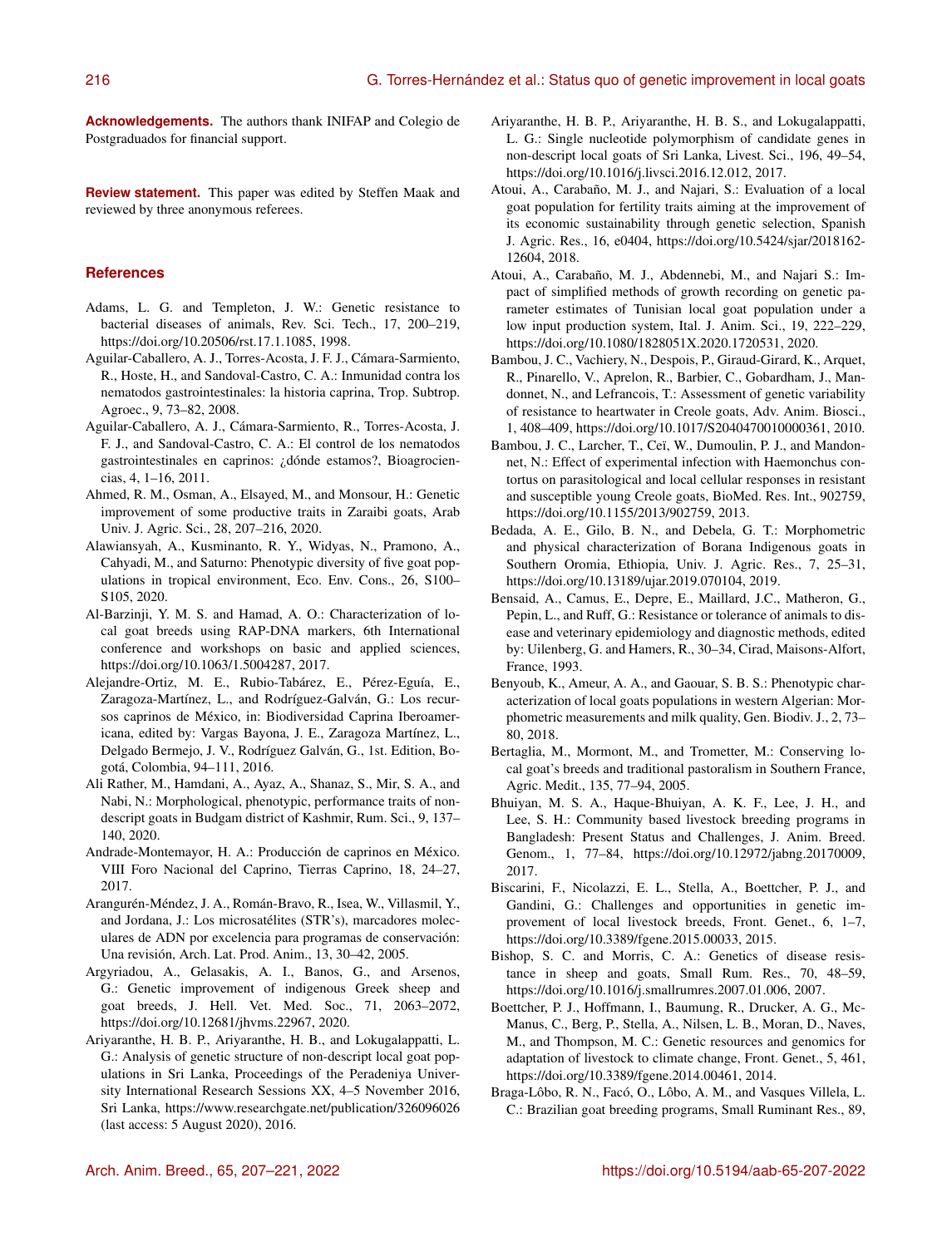**Acknowledgements.** The authors thank INIFAP and Colegio de Postgraduados for financial support.

**Review statement.** This paper was edited by Steffen Maak and reviewed by three anonymous referees.

## References

Adams, L. G. and Templeton, J. W.: Genetic resistance to bacterial diseases of animals, Rev. Sci. Tech., 17, 200–219, https://doi.org/10.20506/rst.17.1.1085, 1998.

Aguilar-Caballero, A. J., Torres-Acosta, F. J. F., Cámara-Sarmiento, R., Hoste, H., and Sandoval-Castro, C. A.: Inmunidad contra los nematodos gastrointestinales: la historia caprina, Trop. Subtrop. Agroec., 9, 73–82, 2008.

Aguilar-Caballero, A. J., Cámara-Sarmiento, R., Torres-Acosta, J. F. J., and Sandoval-Castro, C. A.: El control de los nematodos gastrointestinales en caprinos: ¿dónde estamos?, Bioagrociencias, 4, 1–16, 2011.

Ahmed, R. M., Osman, A., Elsayed, M., and Monsour, H.: Genetic improvement of some productive traits in Zaraibi goats, Arab Univ. J. Agric. Sci., 28, 207–216, 2020.

Alawiansyah, A., Kusminanto, R. Y., Widyas, N., Pramono, A., Cahyadi, M., and Saturno: Phenotypic diversity of five goat populations in tropical environment, Eco. Env. Cons., 26, S100–S105, 2020.

Al-Barzinji, Y. M. S. and Hamad, A. O.: Characterization of local goat breeds using RAP-DNA markers, 6th International conference and workshops on basic and applied sciences, https://doi.org/10.1063/1.5004287, 2017.

Alejandre-Ortiz, M. E., Rubio-Tabárez, E., Pérez-Eguía, E., Zaragoza-Martínez, L., and Rodríguez-Galván, G.: Los recursos caprinos de México, in: Biodiversidad Caprina Iberoamericana, edited by: Vargas Bayona, J. E., Zaragoza Martínez, L., Delgado Bermejo, J. V., Rodríguez Galván, G., 1st. Edition, Bogotá, Colombia, 94–111, 2016.

Ali Rather, M., Hamdani, A., Ayaz, A., Shanaz, S., Mir, S. A., and Nabi, N.: Morphological, phenotypic, performance traits of nondescript goats in Budgam district of Kashmir, Rum. Sci., 9, 137–140, 2020.

Andrade-Montemayor, H. A.: Producción de caprinos en México. VIII Foro Nacional del Caprino, Tierras Caprino, 18, 24–27, 2017.

Arangurén-Méndez, J. A., Román-Bravo, R., Isea, W., Villasmil, Y., and Jordana, J.: Los microsatélites (STR's), marcadores moleculares de ADN por excelencia para programas de conservación: Una revisión, Arch. Lat. Prod. Anim., 13, 30–42, 2005.

Argyriadou, A., Gelasakis, A. I., Banos, G., and Arsenos, G.: Genetic improvement of indigenous Greek sheep and goat breeds, J. Hell. Vet. Med. Soc., 71, 2063–2072, https://doi.org/10.12681/jhvms.22967, 2020.

Ariyaranthe, H. B. P., Ariyaranthe, H. B., and Lokugalappatti, L. G.: Analysis of genetic structure of non-descript local goat populations in Sri Lanka, Proceedings of the Peradeniya University International Research Sessions XX, 4–5 November 2016, Sri Lanka, https://www.researchgate.net/publication/326096026 (last access: 5 August 2020), 2016.

Ariyaranthe, H. B. P., Ariyaranthe, H. B. S., and Lokugalappatti, L. G.: Single nucleotide polymorphism of candidate genes in non-descript local goats of Sri Lanka, Livest. Sci., 196, 49–54, https://doi.org/10.1016/j.livsci.2016.12.012, 2017.

Atoui, A., Carabaño, M. J., and Najari, S.: Evaluation of a local goat population for fertility traits aiming at the improvement of its economic sustainability through genetic selection, Spanish J. Agric. Res., 16, e0404, https://doi.org/10.5424/sjar/2018162-12604, 2018.

Atoui, A., Carabaño, M. J., Abdennebi, M., and Najari S.: Impact of simplified methods of growth recording on genetic parameter estimates of Tunisian local goat population under a low input production system, Ital. J. Anim. Sci., 19, 222–229, https://doi.org/10.1080/1828051X.2020.1720531, 2020.

Bambou, J. C., Vachiery, N., Despois, P., Giraud-Girard, K., Arquet, R., Pinarello, V., Aprelon, R., Barbier, C., Gobardham, J., Mandonnet, N., and Lefrancois, T.: Assessment of genetic variability of resistance to heartwater in Creole goats, Adv. Anim. Biosci., 1, 408–409, https://doi.org/10.1017/S2040470010000361, 2010.

Bambou, J. C., Larcher, T., Ceï, W., Dumoulin, P. J., and Mandonnet, N.: Effect of experimental infection with Haemonchus contortus on parasitological and local cellular responses in resistant and susceptible young Creole goats, BioMed. Res. Int., 902759, https://doi.org/10.1155/2013/902759, 2013.

Bedada, A. E., Gilo, B. N., and Debela, G. T.: Morphometric and physical characterization of Borana Indigenous goats in Southern Oromia, Ethiopia, Univ. J. Agric. Res., 7, 25–31, https://doi.org/10.13189/ujar.2019.070104, 2019.

Bensaid, A., Camus, E., Depre, E., Maillard, J.C., Matheron, G., Pepin, L., and Ruff, G.: Resistance or tolerance of animals to disease and veterinary epidemiology and diagnostic methods, edited by: Uilenberg, G. and Hamers, R., 30–34, Cirad, Maisons-Alfort, France, 1993.

Benyoub, K., Ameur, A. A., and Gaouar, S. B. S.: Phenotypic characterization of local goats populations in western Algerian: Morphometric measurements and milk quality, Gen. Biodiv. J., 2, 73–80, 2018.

Bertaglia, M., Mormont, M., and Trometter, M.: Conserving local goat's breeds and traditional pastoralism in Southern France, Agric. Medit., 135, 77–94, 2005.

Bhuiyan, M. S. A., Haque-Bhuiyan, A. K. F., Lee, J. H., and Lee, S. H.: Community based livestock breeding programs in Bangladesh: Present Status and Challenges, J. Anim. Breed. Genom., 1, 77–84, https://doi.org/10.12972/jabng.20170009, 2017.

Biscarini, F., Nicolazzi, E. L., Stella, A., Boettcher, P. J., and Gandini, G.: Challenges and opportunities in genetic improvement of local livestock breeds, Front. Genet., 6, 1–7, https://doi.org/10.3389/fgene.2015.00033, 2015.

Bishop, S. C. and Morris, C. A.: Genetics of disease resistance in sheep and goats, Small Rum. Res., 70, 48–59, https://doi.org/10.1016/j.smallrumres.2007.01.006, 2007.

Boettcher, P. J., Hoffmann, I., Baumung, R., Drucker, A. G., McManus, C., Berg, P., Stella, A., Nilsen, L. B., Moran, D., Naves, M., and Thompson, M. C.: Genetic resources and genomics for adaptation of livestock to climate change, Front. Genet., 5, 461, https://doi.org/10.3389/fgene.2014.00461, 2014.

Braga-Lôbo, R. N., Facó, O., Lôbo, A. M., and Vasques Villela, L. C.: Brazilian goat breeding programs, Small Ruminant Res., 89,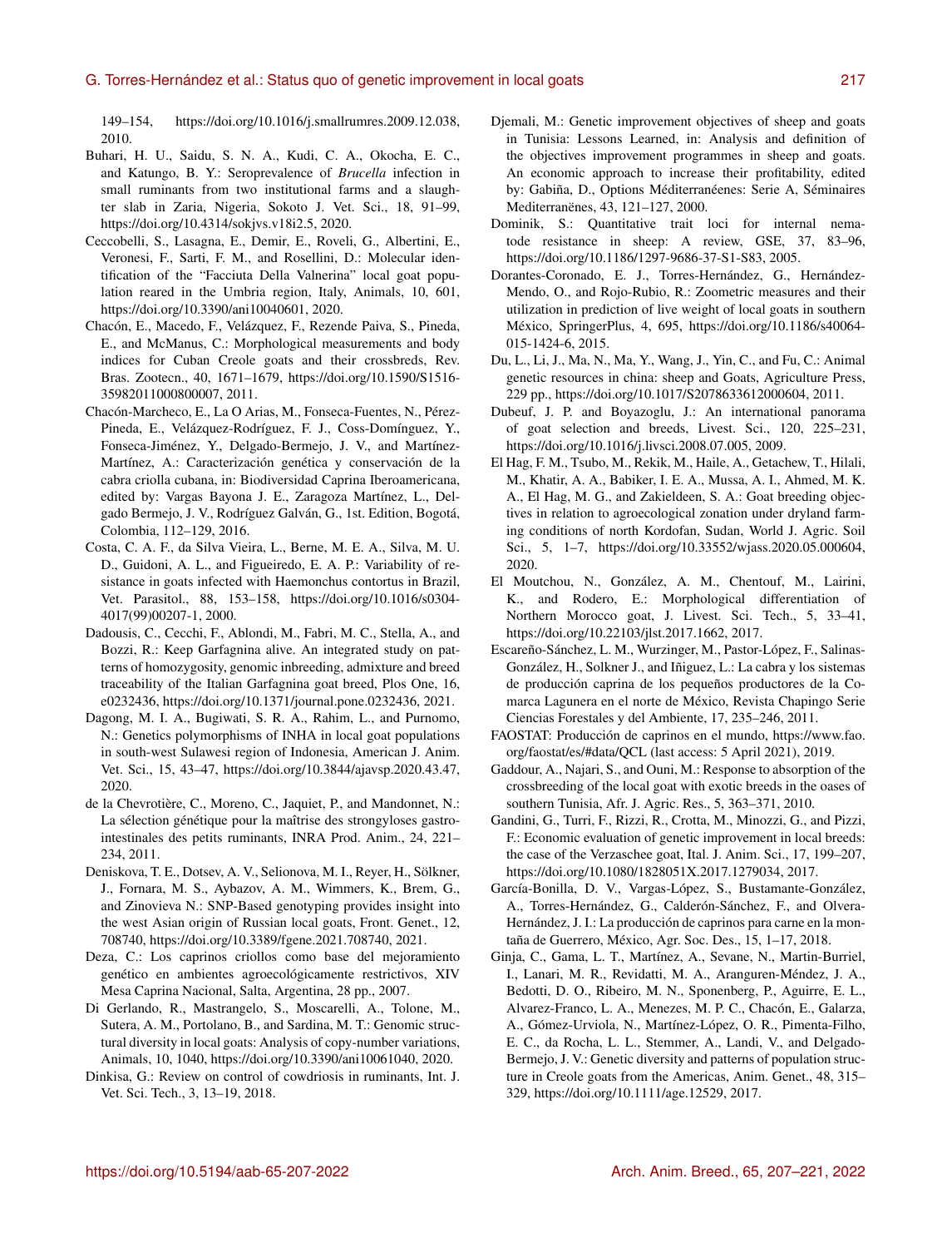149–154, https://doi.org/10.1016/j.smallrumres.2009.12.038, 2010.

Buhari, H. U., Saidu, S. N. A., Kudi, C. A., Okocha, E. C., and Katungo, B. Y.: Seroprevalence of *Brucella* infection in small ruminants from two institutional farms and a slaughter slab in Zaria, Nigeria, Sokoto J. Vet. Sci., 18, 91–99, https://doi.org/10.4314/sokjvs.v18i2.5, 2020.

Ceccobelli, S., Lasagna, E., Demir, E., Roveli, G., Albertini, E., Veronesi, F., Sarti, F. M., and Rosellini, D.: Molecular identification of the "Facciuta Della Valnerina" local goat population reared in the Umbria region, Italy, Animals, 10, 601, https://doi.org/10.3390/ani10040601, 2020.

Chacón, E., Macedo, F., Velázquez, F., Rezende Paiva, S., Pineda, E., and McManus, C.: Morphological measurements and body indices for Cuban Creole goats and their crossbreds, Rev. Bras. Zootecn., 40, 1671–1679, https://doi.org/10.1590/S1516-35982011000800007, 2011.

Chacón-Marcheco, E., La O Arias, M., Fonseca-Fuentes, N., Pérez-Pineda, E., Velázquez-Rodríguez, F. J., Coss-Domínguez, Y., Fonseca-Jiménez, Y., Delgado-Bermejo, J. V., and Martínez-Martínez, A.: Caracterización genética y conservación de la cabra criolla cubana, in: Biodiversidad Caprina Iberoamericana, edited by: Vargas Bayona J. E., Zaragoza Martínez, L., Delgado Bermejo, J. V., Rodríguez Galván, G., 1st. Edition, Bogotá, Colombia, 112–129, 2016.

Costa, C. A. F., da Silva Vieira, L., Berne, M. E. A., Silva, M. U. D., Guidoni, A. L., and Figueiredo, E. A. P.: Variability of resistance in goats infected with Haemonchus contortus in Brazil, Vet. Parasitol., 88, 153–158, https://doi.org/10.1016/s0304-4017(99)00207-1, 2000.

Dadousis, C., Cecchi, F., Ablondi, M., Fabri, M. C., Stella, A., and Bozzi, R.: Keep Garfagnina alive. An integrated study on patterns of homozygosity, genomic inbreeding, admixture and breed traceability of the Italian Garfagnina goat breed, Plos One, 16, e0232436, https://doi.org/10.1371/journal.pone.0232436, 2021.

Dagong, M. I. A., Bugiwati, S. R. A., Rahim, L., and Purnomo, N.: Genetics polymorphisms of INHA in local goat populations in south-west Sulawesi region of Indonesia, American J. Anim. Vet. Sci., 15, 43–47, https://doi.org/10.3844/ajavsp.2020.43.47, 2020.

de la Chevrotière, C., Moreno, C., Jaquiet, P., and Mandonnet, N.: La sélection génétique pour la maîtrise des strongyloses gastro-intestinales des petits ruminants, INRA Prod. Anim., 24, 221–234, 2011.

Deniskova, T. E., Dotsev, A. V., Selionova, M. I., Reyer, H., Sölkner, J., Fornara, M. S., Aybazov, A. M., Wimmers, K., Brem, G., and Zinovieva N.: SNP-Based genotyping provides insight into the west Asian origin of Russian local goats, Front. Genet., 12, 708740, https://doi.org/10.3389/fgene.2021.708740, 2021.

Deza, C.: Los caprinos criollos como base del mejoramiento genético en ambientes agroecológicamente restrictivos, XIV Mesa Caprina Nacional, Salta, Argentina, 28 pp., 2007.

Di Gerlando, R., Mastrangelo, S., Moscarelli, A., Tolone, M., Sutera, A. M., Portolano, B., and Sardina, M. T.: Genomic structural diversity in local goats: Analysis of copy-number variations, Animals, 10, 1040, https://doi.org/10.3390/ani10061040, 2020.

Dinkisa, G.: Review on control of cowdriosis in ruminants, Int. J. Vet. Sci. Tech., 3, 13–19, 2018.

Djemali, M.: Genetic improvement objectives of sheep and goats in Tunisia: Lessons Learned, in: Analysis and definition of the objectives improvement programmes in sheep and goats. An economic approach to increase their profitability, edited by: Gabiña, D., Options Méditerranéenes: Serie A, Séminaires Mediterranëenes, 43, 121–127, 2000.

Dominik, S.: Quantitative trait loci for internal nematode resistance in sheep: A review, GSE, 37, 83–96, https://doi.org/10.1186/1297-9686-37-S1-S83, 2005.

Dorantes-Coronado, E. J., Torres-Hernández, G., Hernández-Mendo, O., and Rojo-Rubio, R.: Zoometric measures and their utilization in prediction of live weight of local goats in southern México, SpringerPlus, 4, 695, https://doi.org/10.1186/s40064-015-1424-6, 2015.

Du, L., Li, J., Ma, N., Ma, Y., Wang, J., Yin, C., and Fu, C.: Animal genetic resources in china: sheep and Goats, Agriculture Press, 229 pp., https://doi.org/10.1017/S2078633612000604, 2011.

Dubeuf, J. P. and Boyazoglu, J.: An international panorama of goat selection and breeds, Livest. Sci., 120, 225–231, https://doi.org/10.1016/j.livsci.2008.07.005, 2009.

El Hag, F. M., Tsubo, M., Rekik, M., Haile, A., Getachew, T., Hilali, M., Khatir, A. A., Babiker, I. E. A., Mussa, A. I., Ahmed, M. K. A., El Hag, M. G., and Zakieldeen, S. A.: Goat breeding objectives in relation to agroecological zonation under dryland farming conditions of north Kordofan, Sudan, World J. Agric. Soil Sci., 5, 1–7, https://doi.org/10.33552/wjass.2020.05.000604, 2020.

El Moutchou, N., González, A. M., Chentouf, M., Lairini, K., and Rodero, E.: Morphological differentiation of Northern Morocco goat, J. Livest. Sci. Tech., 5, 33–41, https://doi.org/10.22103/jlst.2017.1662, 2017.

Escareño-Sánchez, L. M., Wurzinger, M., Pastor-López, F., Salinas-González, H., Solkner J., and Iñiguez, L.: La cabra y los sistemas de producción caprina de los pequeños productores de la Comarca Lagunera en el norte de México, Revista Chapingo Serie Ciencias Forestales y del Ambiente, 17, 235–246, 2011.

FAOSTAT: Producción de caprinos en el mundo, https://www.fao.org/faostat/es/#data/QCL (last access: 5 April 2021), 2019.

Gaddour, A., Najari, S., and Ouni, M.: Response to absorption of the crossbreeding of the local goat with exotic breeds in the oases of southern Tunisia, Afr. J. Agric. Res., 5, 363–371, 2010.

Gandini, G., Turri, F., Rizzi, R., Crotta, M., Minozzi, G., and Pizzi, F.: Economic evaluation of genetic improvement in local breeds: the case of the Verzaschee goat, Ital. J. Anim. Sci., 17, 199–207, https://doi.org/10.1080/1828051X.2017.1279034, 2017.

García-Bonilla, D. V., Vargas-López, S., Bustamante-González, A., Torres-Hernández, G., Calderón-Sánchez, F., and Olvera-Hernández, J. I.: La producción de caprinos para carne en la montaña de Guerrero, México, Agr. Soc. Des., 15, 1–17, 2018.

Ginja, C., Gama, L. T., Martínez, A., Sevane, N., Martin-Burriel, I., Lanari, M. R., Revidatti, M. A., Aranguren-Méndez, J. A., Bedotti, D. O., Ribeiro, M. N., Sponenberg, P., Aguirre, E. L., Alvarez-Franco, L. A., Menezes, M. P. C., Chacón, E., Galarza, A., Gómez-Urviola, N., Martínez-López, O. R., Pimenta-Filho, E. C., da Rocha, L. L., Stemmer, A., Landi, V., and Delgado-Bermejo, J. V.: Genetic diversity and patterns of population structure in Creole goats from the Americas, Anim. Genet., 48, 315–329, https://doi.org/10.1111/age.12529, 2017.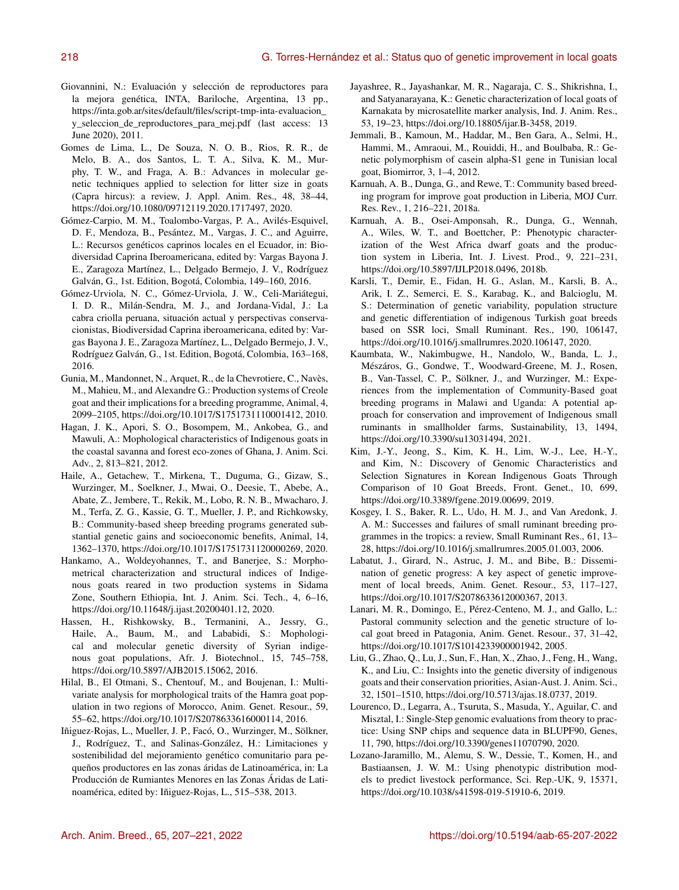Giovannini, N.: Evaluación y selección de reproductores para la mejora genética, INTA, Bariloche, Argentina, 13 pp., https://inta.gob.ar/sites/default/files/script-tmp-inta-evaluacion_y_seleccion_de_reproductores_para_mej.pdf (last access: 13 June 2020), 2011.

Gomes de Lima, L., De Souza, N. O. B., Rios, R. R., de Melo, B. A., dos Santos, L. T. A., Silva, K. M., Murphy, T. W., and Fraga, A. B.: Advances in molecular genetic techniques applied to selection for litter size in goats (Capra hircus): a review, J. Appl. Anim. Res., 48, 38–44, https://doi.org/10.1080/09712119.2020.1717497, 2020.

Gómez-Carpio, M. M., Toalombo-Vargas, P. A., Avilés-Esquivel, D. F., Mendoza, B., Pesántez, M., Vargas, J. C., and Aguirre, L.: Recursos genéticos caprinos locales en el Ecuador, in: Biodiversidad Caprina Iberoamericana, edited by: Vargas Bayona J. E., Zaragoza Martínez, L., Delgado Bermejo, J. V., Rodríguez Galván, G., 1st. Edition, Bogotá, Colombia, 149–160, 2016.

Gómez-Urviola, N. C., Gómez-Urviola, J. W., Celi-Mariátegui, I. D. R., Milán-Sendra, M. J., and Jordana-Vidal, J.: La cabra criolla peruana, situación actual y perspectivas conservacionistas, Biodiversidad Caprina iberoamericana, edited by: Vargas Bayona J. E., Zaragoza Martínez, L., Delgado Bermejo, J. V., Rodríguez Galván, G., 1st. Edition, Bogotá, Colombia, 163–168, 2016.

Gunia, M., Mandonnet, N., Arquet, R., de la Chevrotiere, C., Navès, M., Mahieu, M., and Alexandre G.: Production systems of Creole goat and their implications for a breeding programme, Animal, 4, 2099–2105, https://doi.org/10.1017/S1751731110001412, 2010.

Hagan, J. K., Apori, S. O., Bosompem, M., Ankobea, G., and Mawuli, A.: Mophological characteristics of Indigenous goats in the coastal savanna and forest eco-zones of Ghana, J. Anim. Sci. Adv., 2, 813–821, 2012.

Haile, A., Getachew, T., Mirkena, T., Duguma, G., Gizaw, S., Wurzinger, M., Soelkner, J., Mwai, O., Deesie, T., Abebe, A., Abate, Z., Jembere, T., Rekik, M., Lobo, R. N. B., Mwacharo, J. M., Terfa, Z. G., Kassie, G. T., Mueller, J. P., and Richkowsky, B.: Community-based sheep breeding programs generated substantial genetic gains and socioeconomic benefits, Animal, 14, 1362–1370, https://doi.org/10.1017/S1751731120000269, 2020.

Hankamo, A., Woldeyohannes, T., and Banerjee, S.: Morphometrical characterization and structural indices of Indigenous goats reared in two production systems in Sidama Zone, Southern Ethiopia, Int. J. Anim. Sci. Tech., 4, 6–16, https://doi.org/10.11648/j.ijast.20200401.12, 2020.

Hassen, H., Rishkowsky, B., Termanini, A., Jessry, G., Haile, A., Baum, M., and Lababidi, S.: Mophological and molecular genetic diversity of Syrian indigenous goat populations, Afr. J. Biotechnol., 15, 745–758, https://doi.org/10.5897/AJB2015.15062, 2016.

Hilal, B., El Otmani, S., Chentouf, M., and Boujenan, I.: Multivariate analysis for morphological traits of the Hamra goat population in two regions of Morocco, Anim. Genet. Resour., 59, 55–62, https://doi.org/10.1017/S2078633616000114, 2016.

Iñiguez-Rojas, L., Mueller, J. P., Facó, O., Wurzinger, M., Sölkner, J., Rodríguez, T., and Salinas-González, H.: Limitaciones y sostenibilidad del mejoramiento genético comunitario para pequeños productores en las zonas áridas de Latinoamérica, in: La Producción de Rumiantes Menores en las Zonas Áridas de Latinoamérica, edited by: Iñiguez-Rojas, L., 515–538, 2013.

Jayashree, R., Jayashankar, M. R., Nagaraja, C. S., Shikrishna, I., and Satyanarayana, K.: Genetic characterization of local goats of Karnakata by microsatellite marker analysis, Ind. J. Anim. Res., 53, 19–23, https://doi.org/10.18805/ijar.B-3458, 2019.

Jemmali, B., Kamoun, M., Haddar, M., Ben Gara, A., Selmi, H., Hammi, M., Amraoui, M., Rouiddi, H., and Boulbaba, R.: Genetic polymorphism of casein alpha-S1 gene in Tunisian local goat, Biomirror, 3, 1–4, 2012.

Karnuah, A. B., Dunga, G., and Rewe, T.: Community based breeding program for improve goat production in Liberia, MOJ Curr. Res. Rev., 1, 216–221, 2018a.

Karnuah, A. B., Osei-Amponsah, R., Dunga, G., Wennah, A., Wiles, W. T., and Boettcher, P.: Phenotypic characterization of the West Africa dwarf goats and the production system in Liberia, Int. J. Livest. Prod., 9, 221–231, https://doi.org/10.5897/IJLP2018.0496, 2018b.

Karsli, T., Demir, E., Fidan, H. G., Aslan, M., Karsli, B. A., Arik, I. Z., Semerci, E. S., Karabag, K., and Balcioglu, M. S.: Determination of genetic variability, population structure and genetic differentiation of indigenous Turkish goat breeds based on SSR loci, Small Ruminant. Res., 190, 106147, https://doi.org/10.1016/j.smallrumres.2020.106147, 2020.

Kaumbata, W., Nakimbugwe, H., Nandolo, W., Banda, L. J., Mészáros, G., Gondwe, T., Woodward-Greene, M. J., Rosen, B., Van-Tassel, C. P., Sölkner, J., and Wurzinger, M.: Experiences from the implementation of Community-Based goat breeding programs in Malawi and Uganda: A potential approach for conservation and improvement of Indigenous small ruminants in smallholder farms, Sustainability, 13, 1494, https://doi.org/10.3390/su13031494, 2021.

Kim, J.-Y., Jeong, S., Kim, K. H., Lim, W.-J., Lee, H.-Y., and Kim, N.: Discovery of Genomic Characteristics and Selection Signatures in Korean Indigenous Goats Through Comparison of 10 Goat Breeds, Front. Genet., 10, 699, https://doi.org/10.3389/fgene.2019.00699, 2019.

Kosgey, I. S., Baker, R. L., Udo, H. M. J., and Van Aredonk, J. A. M.: Successes and failures of small ruminant breeding programmes in the tropics: a review, Small Ruminant Res., 61, 13–28, https://doi.org/10.1016/j.smallrumres.2005.01.003, 2006.

Labatut, J., Girard, N., Astruc, J. M., and Bibe, B.: Dissemination of genetic progress: A key aspect of genetic improvement of local breeds, Anim. Genet. Resour., 53, 117–127, https://doi.org/10.1017/S2078633612000367, 2013.

Lanari, M. R., Domingo, E., Pérez-Centeno, M. J., and Gallo, L.: Pastoral community selection and the genetic structure of local goat breed in Patagonia, Anim. Genet. Resour., 37, 31–42, https://doi.org/10.1017/S1014233900001942, 2005.

Liu, G., Zhao, Q., Lu, J., Sun, F., Han, X., Zhao, J., Feng, H., Wang, K., and Liu, C.: Insights into the genetic diversity of indigenous goats and their conservation priorities, Asian-Aust. J. Anim. Sci., 32, 1501–1510, https://doi.org/10.5713/ajas.18.0737, 2019.

Lourenco, D., Legarra, A., Tsuruta, S., Masuda, Y., Aguilar, C. and Misztal, I.: Single-Step genomic evaluations from theory to practice: Using SNP chips and sequence data in BLUPF90, Genes, 11, 790, https://doi.org/10.3390/genes11070790, 2020.

Lozano-Jaramillo, M., Alemu, S. W., Dessie, T., Komen, H., and Bastiaansen, J. W. M.: Using phenotypic distribution models to predict livestock performance, Sci. Rep.-UK, 9, 15371, https://doi.org/10.1038/s41598-019-51910-6, 2019.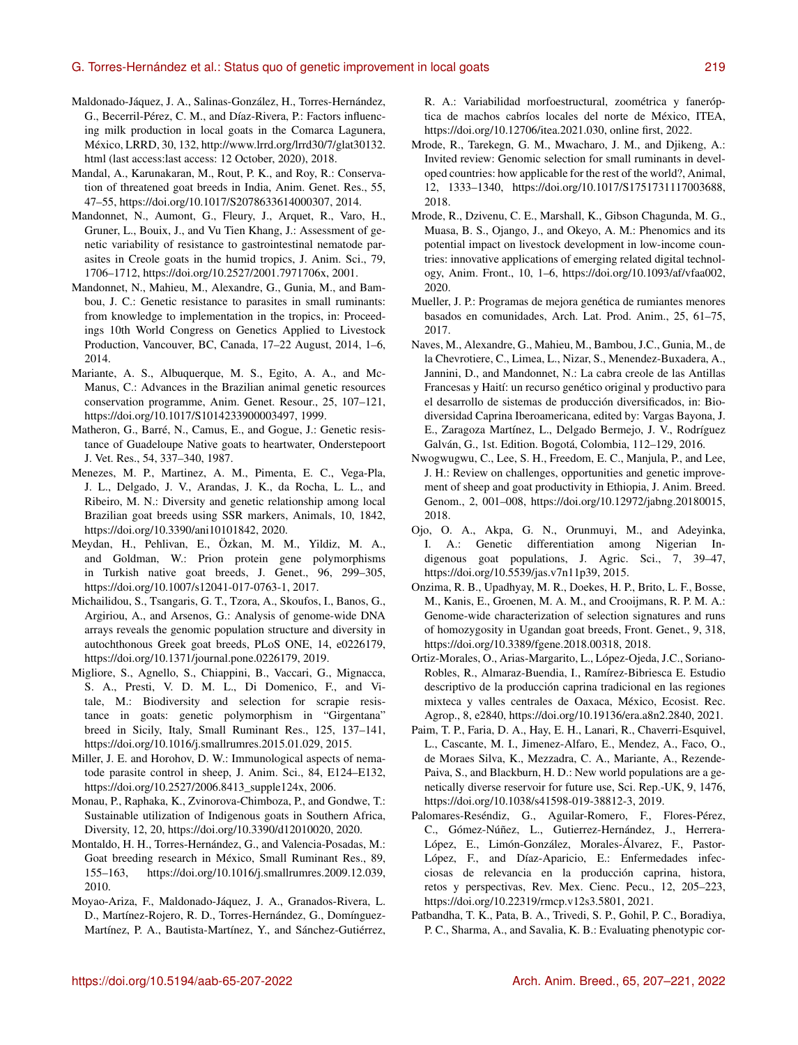Maldonado-Jáquez, J. A., Salinas-González, H., Torres-Hernández, G., Becerril-Pérez, C. M., and Díaz-Rivera, P.: Factors influencing milk production in local goats in the Comarca Lagunera, México, LRRD, 30, 132, http://www.lrrd.org/lrrd30/7/glat30132.html (last access:last access: 12 October, 2020), 2018.

Mandal, A., Karunakaran, M., Rout, P. K., and Roy, R.: Conservation of threatened goat breeds in India, Anim. Genet. Res., 55, 47–55, https://doi.org/10.1017/S2078633614000307, 2014.

Mandonnet, N., Aumont, G., Fleury, J., Arquet, R., Varo, H., Gruner, L., Bouix, J., and Vu Tien Khang, J.: Assessment of genetic variability of resistance to gastrointestinal nematode parasites in Creole goats in the humid tropics, J. Anim. Sci., 79, 1706–1712, https://doi.org/10.2527/2001.7971706x, 2001.

Mandonnet, N., Mahieu, M., Alexandre, G., Gunia, M., and Bambou, J. C.: Genetic resistance to parasites in small ruminants: from knowledge to implementation in the tropics, in: Proceedings 10th World Congress on Genetics Applied to Livestock Production, Vancouver, BC, Canada, 17–22 August, 2014, 1–6, 2014.

Mariante, A. S., Albuquerque, M. S., Egito, A. A., and McManus, C.: Advances in the Brazilian animal genetic resources conservation programme, Anim. Genet. Resour., 25, 107–121, https://doi.org/10.1017/S1014233900003497, 1999.

Matheron, G., Barré, N., Camus, E., and Gogue, J.: Genetic resistance of Guadeloupe Native goats to heartwater, Onderstepoort J. Vet. Res., 54, 337–340, 1987.

Menezes, M. P., Martinez, A. M., Pimenta, E. C., Vega-Pla, J. L., Delgado, J. V., Arandas, J. K., da Rocha, L. L., and Ribeiro, M. N.: Diversity and genetic relationship among local Brazilian goat breeds using SSR markers, Animals, 10, 1842, https://doi.org/10.3390/ani10101842, 2020.

Meydan, H., Pehlivan, E., Özkan, M. M., Yildiz, M. A., and Goldman, W.: Prion protein gene polymorphisms in Turkish native goat breeds, J. Genet., 96, 299–305, https://doi.org/10.1007/s12041-017-0763-1, 2017.

Michailidou, S., Tsangaris, G. T., Tzora, A., Skoufos, I., Banos, G., Argiriou, A., and Arsenos, G.: Analysis of genome-wide DNA arrays reveals the genomic population structure and diversity in autochthonous Greek goat breeds, PLoS ONE, 14, e0226179, https://doi.org/10.1371/journal.pone.0226179, 2019.

Migliore, S., Agnello, S., Chiappini, B., Vaccari, G., Mignacca, S. A., Presti, V. D. M. L., Di Domenico, F., and Vitale, M.: Biodiversity and selection for scrapie resistance in goats: genetic polymorphism in "Girgentana" breed in Sicily, Italy, Small Ruminant Res., 125, 137–141, https://doi.org/10.1016/j.smallrumres.2015.01.029, 2015.

Miller, J. E. and Horohov, D. W.: Immunological aspects of nematode parasite control in sheep, J. Anim. Sci., 84, E124–E132, https://doi.org/10.2527/2006.8413_supple124x, 2006.

Monau, P., Raphaka, K., Zvinorova-Chimboza, P., and Gondwe, T.: Sustainable utilization of Indigenous goats in Southern Africa, Diversity, 12, 20, https://doi.org/10.3390/d12010020, 2020.

Montaldo, H. H., Torres-Hernández, G., and Valencia-Posadas, M.: Goat breeding research in México, Small Ruminant Res., 89, 155–163, https://doi.org/10.1016/j.smallrumres.2009.12.039, 2010.

Moyao-Ariza, F., Maldonado-Jáquez, J. A., Granados-Rivera, L. D., Martínez-Rojero, R. D., Torres-Hernández, G., Domínguez-Martínez, P. A., Bautista-Martínez, Y., and Sánchez-Gutiérrez, R. A.: Variabilidad morfoestructural, zoométrica y faneróptica de machos cabríos locales del norte de México, ITEA, https://doi.org/10.12706/itea.2021.030, online first, 2022.

Mrode, R., Tarekegn, G. M., Mwacharo, J. M., and Djikeng, A.: Invited review: Genomic selection for small ruminants in developed countries: how applicable for the rest of the world?, Animal, 12, 1333–1340, https://doi.org/10.1017/S1751731117003688, 2018.

Mrode, R., Dzivenu, C. E., Marshall, K., Gibson Chagunda, M. G., Muasa, B. S., Ojango, J., and Okeyo, A. M.: Phenomics and its potential impact on livestock development in low-income countries: innovative applications of emerging related digital technology, Anim. Front., 10, 1–6, https://doi.org/10.1093/af/vfaa002, 2020.

Mueller, J. P.: Programas de mejora genética de rumiantes menores basados en comunidades, Arch. Lat. Prod. Anim., 25, 61–75, 2017.

Naves, M., Alexandre, G., Mahieu, M., Bambou, J.C., Gunia, M., de la Chevrotiere, C., Limea, L., Nizar, S., Menendez-Buxadera, A., Jannini, D., and Mandonnet, N.: La cabra creole de las Antillas Francesas y Haití: un recurso genético original y productivo para el desarrollo de sistemas de producción diversificados, in: Biodiversidad Caprina Iberoamericana, edited by: Vargas Bayona, J. E., Zaragoza Martínez, L., Delgado Bermejo, J. V., Rodríguez Galván, G., 1st. Edition. Bogotá, Colombia, 112–129, 2016.

Nwogwugwu, C., Lee, S. H., Freedom, E. C., Manjula, P., and Lee, J. H.: Review on challenges, opportunities and genetic improvement of sheep and goat productivity in Ethiopia, J. Anim. Breed. Genom., 2, 001–008, https://doi.org/10.12972/jabng.20180015, 2018.

Ojo, O. A., Akpa, G. N., Orunmuyi, M., and Adeyinka, I. A.: Genetic differentiation among Nigerian Indigenous goat populations, J. Agric. Sci., 7, 39–47, https://doi.org/10.5539/jas.v7n11p39, 2015.

Onzima, R. B., Upadhyay, M. R., Doekes, H. P., Brito, L. F., Bosse, M., Kanis, E., Groenen, M. A. M., and Crooijmans, R. P. M. A.: Genome-wide characterization of selection signatures and runs of homozygosity in Ugandan goat breeds, Front. Genet., 9, 318, https://doi.org/10.3389/fgene.2018.00318, 2018.

Ortiz-Morales, O., Arias-Margarito, L., López-Ojeda, J.C., Soriano-Robles, R., Almaraz-Buendia, I., Ramírez-Bibriesca E. Estudio descriptivo de la producción caprina tradicional en las regiones mixteca y valles centrales de Oaxaca, México, Ecosist. Rec. Agrop., 8, e2840, https://doi.org/10.19136/era.a8n2.2840, 2021.

Paim, T. P., Faria, D. A., Hay, E. H., Lanari, R., Chaverri-Esquivel, L., Cascante, M. I., Jimenez-Alfaro, E., Mendez, A., Faco, O., de Moraes Silva, K., Mezzadra, C. A., Mariante, A., Rezende-Paiva, S., and Blackburn, H. D.: New world populations are a genetically diverse reservoir for future use, Sci. Rep.-UK, 9, 1476, https://doi.org/10.1038/s41598-019-38812-3, 2019.

Palomares-Reséndiz, G., Aguilar-Romero, F., Flores-Pérez, C., Gómez-Núñez, L., Gutierrez-Hernández, J., Herrera-López, E., Limón-González, Morales-Álvarez, F., Pastor-López, F., and Díaz-Aparicio, E.: Enfermedades infecciosas de relevancia en la producción caprina, historia, retos y perspectivas, Rev. Mex. Cienc. Pecu., 12, 205–223, https://doi.org/10.22319/rmcp.v12s3.5801, 2021.

Patbandha, T. K., Pata, B. A., Trivedi, S. P., Gohil, P. C., Boradiya, P. C., Sharma, A., and Savalia, K. B.: Evaluating phenotypic cor-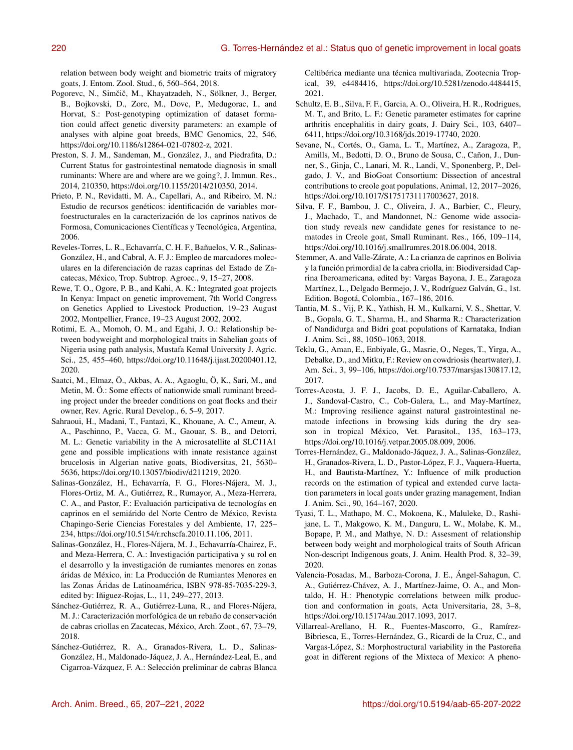relation between body weight and biometric traits of migratory goats, J. Entom. Zool. Stud., 6, 560–564, 2018.

Pogorevc, N., Simčič, M., Khayatzadeh, N., Sölkner, J., Berger, B., Bojkovski, D., Zorc, M., Dovc, P., Medugorac, I., and Horvat, S.: Post-genotyping optimization of dataset formation could affect genetic diversity parameters: an example of analyses with alpine goat breeds, BMC Genomics, 22, 546, https://doi.org/10.1186/s12864-021-07802-z, 2021.

Preston, S. J. M., Sandeman, M., González, J., and Piedrafita, D.: Current Status for gastrointestinal nematode diagnosis in small ruminants: Where are and where are we going?, J. Immun. Res., 2014, 210350, https://doi.org/10.1155/2014/210350, 2014.

Prieto, P. N., Revidatti, M. A., Capellari, A., and Ribeiro, M. N.: Estudio de recursos genéticos: identificación de variables morfoestructurales en la caracterización de los caprinos nativos de Formosa, Comunicaciones Científicas y Tecnológica, Argentina, 2006.

Reveles-Torres, L. R., Echavarría, C. H. F., Bañuelos, V. R., Salinas-González, H., and Cabral, A. F. J.: Empleo de marcadores moleculares en la diferenciación de razas caprinas del Estado de Zacatecas, México, Trop. Subtrop. Agroec., 9, 15–27, 2008.

Rewe, T. O., Ogore, P. B., and Kahi, A. K.: Integrated goat projects In Kenya: Impact on genetic improvement, 7th World Congress on Genetics Applied to Livestock Production, 19–23 August 2002, Montpellier, France, 19–23 August 2002, 2002.

Rotimi, E. A., Momoh, O. M., and Egahi, J. O.: Relationship between bodyweight and morphological traits in Sahelian goats of Nigeria using path analysis, Mustafa Kemal University J. Agric. Sci., 25, 455–460, https://doi.org/10.11648/j.ijast.20200401.12, 2020.

Saatci, M., Elmaz, Ö., Akbas, A. A., Agaoglu, Ö, K., Sari, M., and Metin, M. Ö.: Some effects of nationwide small ruminant breeding project under the breeder conditions on goat flocks and their owner, Rev. Agric. Rural Develop., 6, 5–9, 2017.

Sahraoui, H., Madani, T., Fantazi, K., Khouane, A. C., Ameur, A. A., Paschinno, P., Vacca, G. M., Gaouar, S. B., and Detorri, M. L.: Genetic variability in the A microsatellite al SLC11A1 gene and possible implications with innate resistance against brucelosis in Algerian native goats, Biodiversitas, 21, 5630–5636, https://doi.org/10.13057/biodiv/d211219, 2020.

Salinas-González, H., Echavarría, F. G., Flores-Nájera, M. J., Flores-Ortiz, M. A., Gutiérrez, R., Rumayor, A., Meza-Herrera, C. A., and Pastor, F.: Evaluación participativa de tecnologías en caprinos en el semiárido del Norte Centro de México, Revista Chapingo-Serie Ciencias Forestales y del Ambiente, 17, 225–234, https://doi.org/10.5154/r.rchscfa.2010.11.106, 2011.

Salinas-González, H., Flores-Nájera, M. J., Echavarría-Chairez, F., and Meza-Herrera, C. A.: Investigación participativa y su rol en el desarrollo y la investigación de rumiantes menores en zonas áridas de México, in: La Producción de Rumiantes Menores en las Zonas Áridas de Latinoamérica, ISBN 978-85-7035-229-3, edited by: Iñiguez-Rojas, L., 11, 249–277, 2013.

Sánchez-Gutiérrez, R. A., Gutiérrez-Luna, R., and Flores-Nájera, M. J.: Caracterización morfológica de un rebaño de conservación de cabras criollas en Zacatecas, México, Arch. Zoot., 67, 73–79, 2018.

Sánchez-Gutiérrez, R. A., Granados-Rivera, L. D., Salinas-González, H., Maldonado-Jáquez, J. A., Hernández-Leal, E., and Cigarroa-Vázquez, F. A.: Selección preliminar de cabras Blanca Celtibérica mediante una técnica multivariada, Zootecnia Tropical, 39, e4484416, https://doi.org/10.5281/zenodo.4484415, 2021.

Schultz, E. B., Silva, F. F., Garcia, A. O., Oliveira, H. R., Rodrigues, M. T., and Brito, L. F.: Genetic parameter estimates for caprine arthritis encephalitis in dairy goats, J. Dairy Sci., 103, 6407–6411, https://doi.org/10.3168/jds.2019-17740, 2020.

Sevane, N., Cortés, O., Gama, L. T., Martínez, A., Zaragoza, P., Amills, M., Bedotti, D. O., Bruno de Sousa, C., Cañon, J., Dunner, S., Ginja, C., Lanari, M. R., Landi, V., Sponenberg, P., Delgado, J. V., and BioGoat Consortium: Dissection of ancestral contributions to creole goat populations, Animal, 12, 2017–2026, https://doi.org/10.1017/S1751731117003627, 2018.

Silva, F. F., Bambou, J. C., Oliveira, J. A., Barbier, C., Fleury, J., Machado, T., and Mandonnet, N.: Genome wide association study reveals new candidate genes for resistance to nematodes in Creole goat, Small Ruminant. Res., 166, 109–114, https://doi.org/10.1016/j.smallrumres.2018.06.004, 2018.

Stemmer, A. and Valle-Zárate, A.: La crianza de caprinos en Bolivia y la función primordial de la cabra criolla, in: Biodiversidad Caprina Iberoamericana, edited by: Vargas Bayona, J. E., Zaragoza Martínez, L., Delgado Bermejo, J. V., Rodríguez Galván, G., 1st. Edition. Bogotá, Colombia., 167–186, 2016.

Tantia, M. S., Vij, P. K., Yathish, H. M., Kulkarni, V. S., Shettar, V. B., Gopala, G. T., Sharma, H., and Sharma R.: Characterization of Nandidurga and Bidri goat populations of Karnataka, Indian J. Anim. Sci., 88, 1050–1063, 2018.

Teklu, G., Aman, E., Enbiyale, G., Masrie, O., Neges, T., Yirga, A., Debalke, D., and Mitku, F.: Review on cowdriosis (heartwater), J. Am. Sci., 3, 99–106, https://doi.org/10.7537/marsjas130817.12, 2017.

Torres-Acosta, J. F. J., Jacobs, D. E., Aguilar-Caballero, A. J., Sandoval-Castro, C., Cob-Galera, L., and May-Martínez, M.: Improving resilience against natural gastrointestinal nematode infections in browsing kids during the dry season in tropical México, Vet. Parasitol., 135, 163–173, https://doi.org/10.1016/j.vetpar.2005.08.009, 2006.

Torres-Hernández, G., Maldonado-Jáquez, J. A., Salinas-González, H., Granados-Rivera, L. D., Pastor-López, F. J., Vaquera-Huerta, H., and Bautista-Martínez, Y.: Influence of milk production records on the estimation of typical and extended curve lactation parameters in local goats under grazing management, Indian J. Anim. Sci., 90, 164–167, 2020.

Tyasi, T. L., Mathapo, M. C., Mokoena, K., Maluleke, D., Rashijane, L. T., Makgowo, K. M., Danguru, L. W., Molabe, K. M., Bopape, P. M., and Mathye, N. D.: Assesment of relationship between body weight and morphological traits of South African Non-descript Indigenous goats, J. Anim. Health Prod. 8, 32–39, 2020.

Valencia-Posadas, M., Barboza-Corona, J. E., Ángel-Sahagun, C. A., Gutiérrez-Chávez, A. J., Martínez-Jaime, O. A., and Montaldo, H. H.: Phenotypic correlations between milk production and conformation in goats, Acta Universitaria, 28, 3–8, https://doi.org/10.15174/au.2017.1093, 2017.

Villarreal-Arellano, H. R., Fuentes-Mascorro, G., Ramírez-Bibriesca, E., Torres-Hernández, G., Ricardi de la Cruz, C., and Vargas-López, S.: Morphostructural variability in the Pastoreña goat in different regions of the Mixteca of Mexico: A pheno-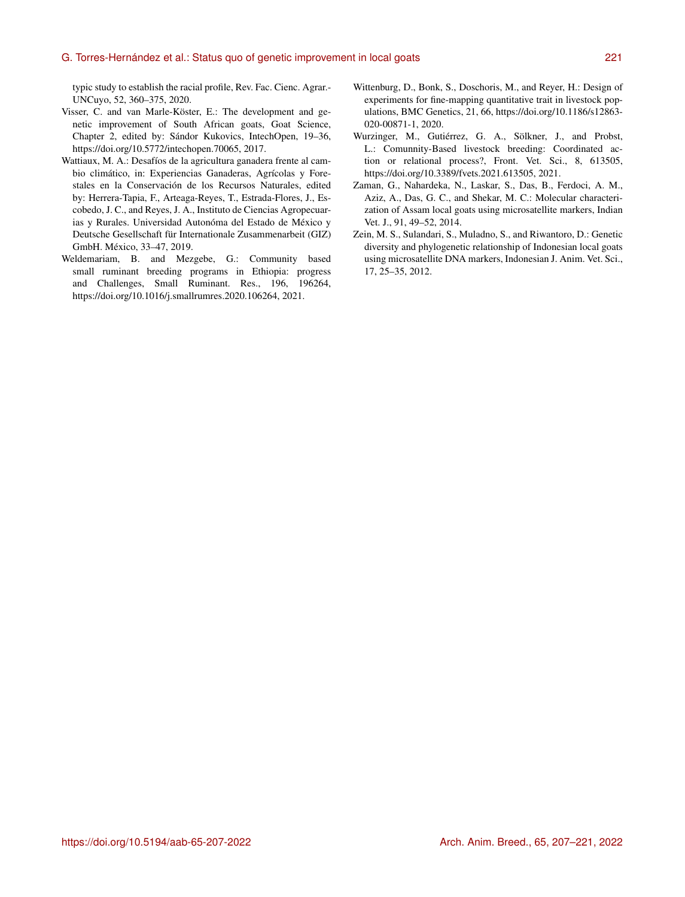typic study to establish the racial profile, Rev. Fac. Cienc. Agrar.-UNCuyo, 52, 360–375, 2020.

Visser, C. and van Marle-Köster, E.: The development and genetic improvement of South African goats, Goat Science, Chapter 2, edited by: Sándor Kukovics, IntechOpen, 19–36, https://doi.org/10.5772/intechopen.70065, 2017.

Wattiaux, M. A.: Desafíos de la agricultura ganadera frente al cambio climático, in: Experiencias Ganaderas, Agrícolas y Forestales en la Conservación de los Recursos Naturales, edited by: Herrera-Tapia, F., Arteaga-Reyes, T., Estrada-Flores, J., Escobedo, J. C., and Reyes, J. A., Instituto de Ciencias Agropecuarias y Rurales. Universidad Autonóma del Estado de México y Deutsche Gesellschaft für Internationale Zusammenarbeit (GIZ) GmbH. México, 33–47, 2019.

Weldemariam, B. and Mezgebe, G.: Community based small ruminant breeding programs in Ethiopia: progress and Challenges, Small Ruminant. Res., 196, 196264, https://doi.org/10.1016/j.smallrumres.2020.106264, 2021.

Wittenburg, D., Bonk, S., Doschoris, M., and Reyer, H.: Design of experiments for fine-mapping quantitative trait in livestock populations, BMC Genetics, 21, 66, https://doi.org/10.1186/s12863-020-00871-1, 2020.

Wurzinger, M., Gutiérrez, G. A., Sölkner, J., and Probst, L.: Comunnity-Based livestock breeding: Coordinated action or relational process?, Front. Vet. Sci., 8, 613505, https://doi.org/10.3389/fvets.2021.613505, 2021.

Zaman, G., Nahardeka, N., Laskar, S., Das, B., Ferdoci, A. M., Aziz, A., Das, G. C., and Shekar, M. C.: Molecular characterization of Assam local goats using microsatellite markers, Indian Vet. J., 91, 49–52, 2014.

Zein, M. S., Sulandari, S., Muladno, S., and Riwantoro, D.: Genetic diversity and phylogenetic relationship of Indonesian local goats using microsatellite DNA markers, Indonesian J. Anim. Vet. Sci., 17, 25–35, 2012.